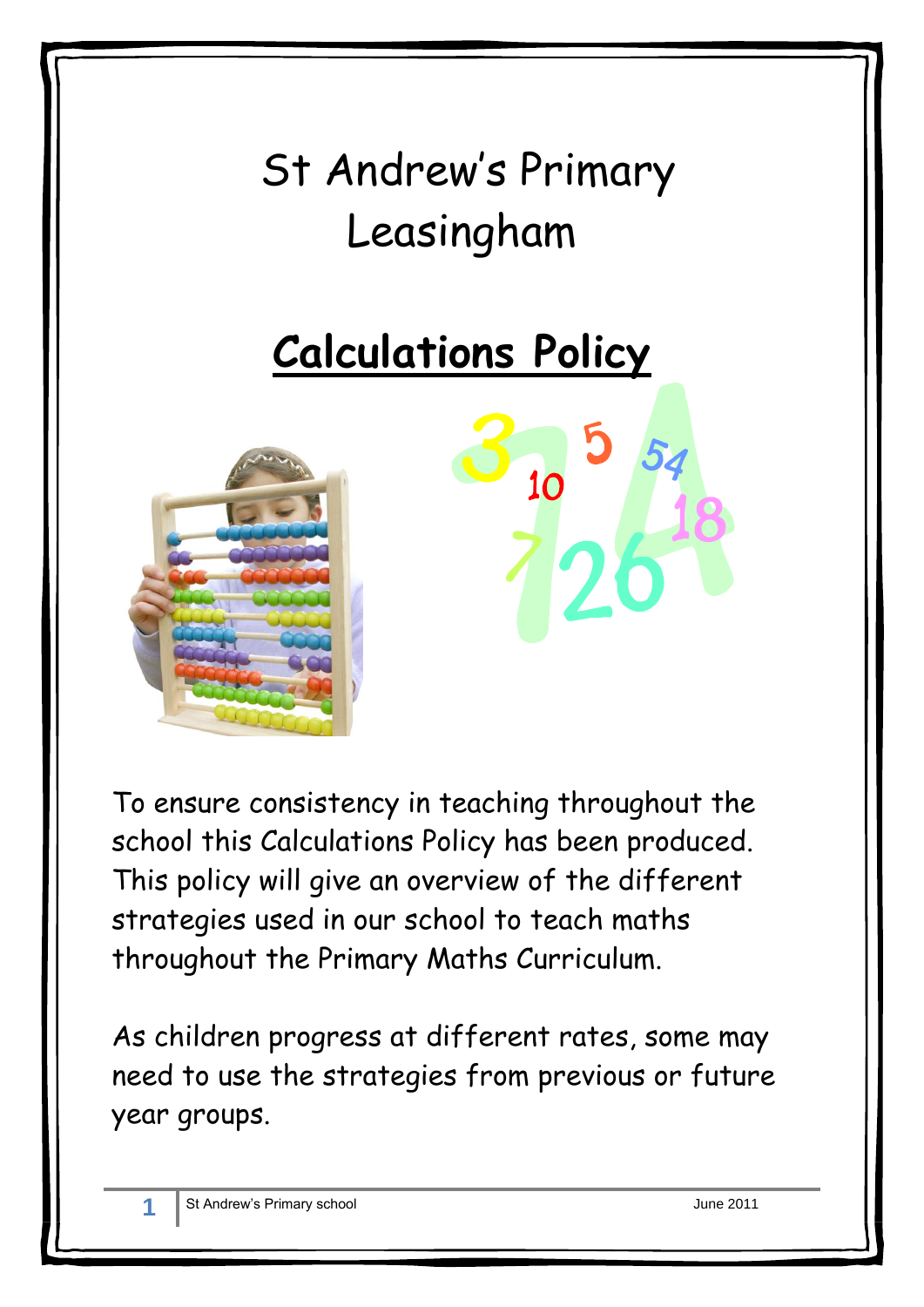# St Andrew's Primary Leasingham

## Calculations Policy

To ensure consistency in teaching throughout the school this Calculations Policy has been produced. This policy will give an overview of the different strategies used in our school to teach maths throughout the Primary Maths Curriculum.

As children progress at different rates, some may need to use the strategies from previous or future year groups.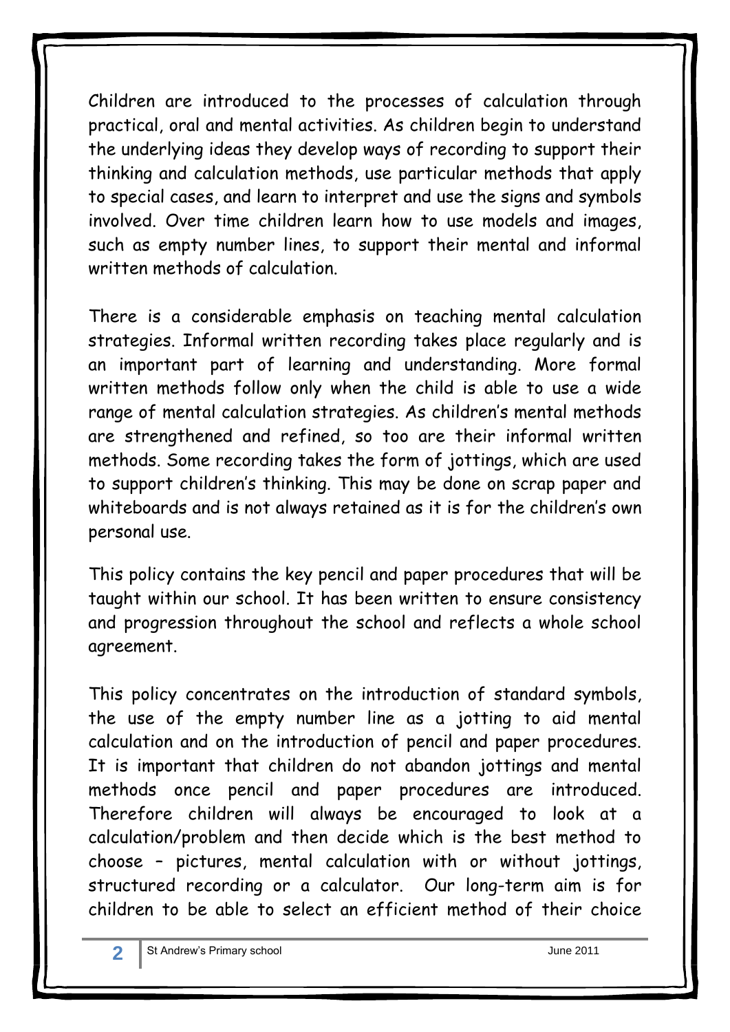Children are introduced to the processes of calculation through practical, oral and mental activities. As children begin to understand the underlying ideas they develop ways of recording to support their thinking and calculation methods, use particular methods that apply to special cases, and learn to interpret and use the signs and symbols involved. Over time children learn how to use models and images, such as empty number lines, to support their mental and informal written methods of calculation.

There is a considerable emphasis on teaching mental calculation strategies. Informal written recording takes place regularly and is an important part of learning and understanding. More formal written methods follow only when the child is able to use a wide range of mental calculation strategies. As children's mental methods are strengthened and refined, so too are their informal written methods. Some recording takes the form of jottings, which are used to support children's thinking. This may be done on scrap paper and whiteboards and is not always retained as it is for the children's own personal use.

This policy contains the key pencil and paper procedures that will be taught within our school. It has been written to ensure consistency and progression throughout the school and reflects a whole school agreement.

This policy concentrates on the introduction of standard symbols, the use of the empty number line as a jotting to aid mental calculation and on the introduction of pencil and paper procedures. It is important that children do not abandon jottings and mental methods once pencil and paper procedures are introduced. Therefore children will always be encouraged to look at a calculation/problem and then decide which is the best method to choose – pictures, mental calculation with or without jottings, structured recording or a calculator. Our long-term aim is for children to be able to select an efficient method of their choice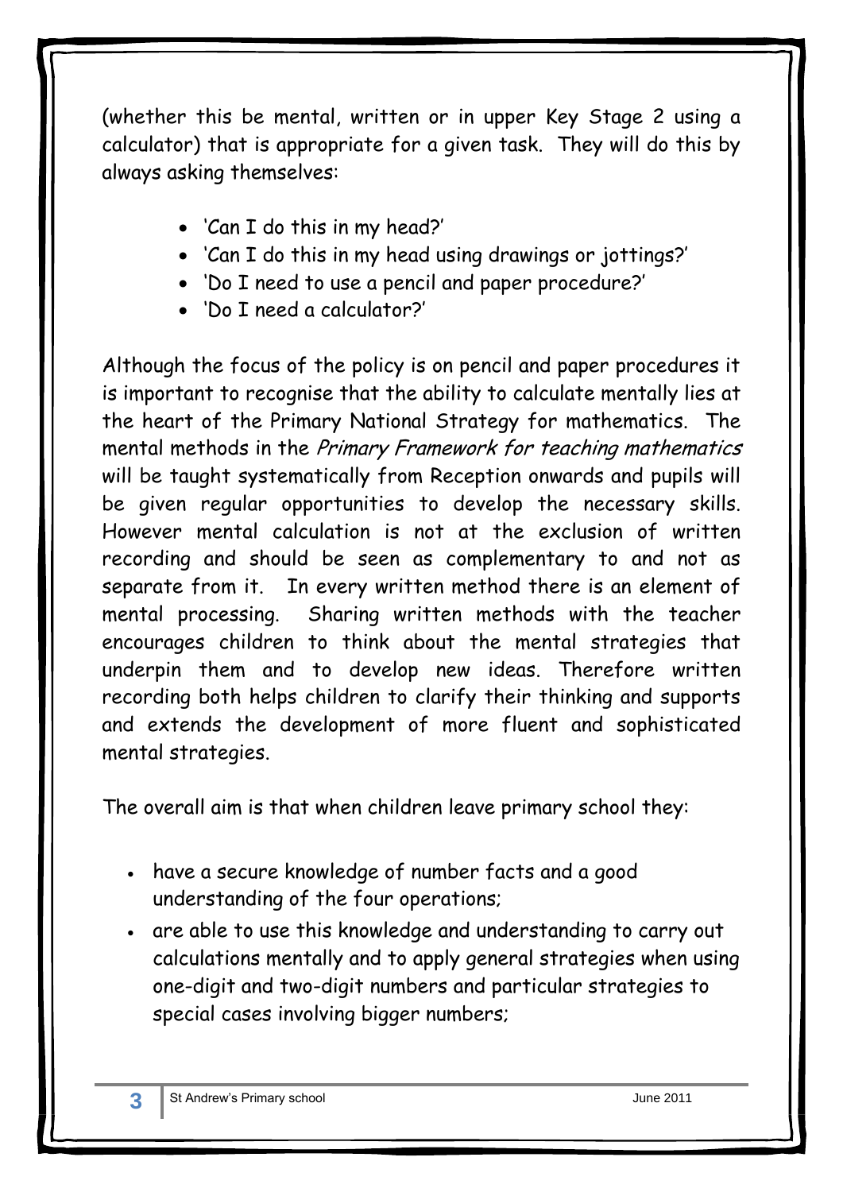(whether this be mental, written or in upper Key Stage 2 using a calculator) that is appropriate for a given task. They will do this by always asking themselves:

- 'Can I do this in my head?'
- 'Can I do this in my head using drawings or jottings?'
- 'Do I need to use a pencil and paper procedure?'
- 'Do I need a calculator?'

Although the focus of the policy is on pencil and paper procedures it is important to recognise that the ability to calculate mentally lies at the heart of the Primary National Strategy for mathematics. The mental methods in the *Primary Framework for teaching mathematics* will be taught systematically from Reception onwards and pupils will be given regular opportunities to develop the necessary skills. However mental calculation is not at the exclusion of written recording and should be seen as complementary to and not as separate from it. In every written method there is an element of mental processing. Sharing written methods with the teacher encourages children to think about the mental strategies that underpin them and to develop new ideas. Therefore written recording both helps children to clarify their thinking and supports and extends the development of more fluent and sophisticated mental strategies.

The overall aim is that when children leave primary school they:

- have a secure knowledge of number facts and a good understanding of the four operations;
- are able to use this knowledge and understanding to carry out calculations mentally and to apply general strategies when using one-digit and two-digit numbers and particular strategies to special cases involving bigger numbers;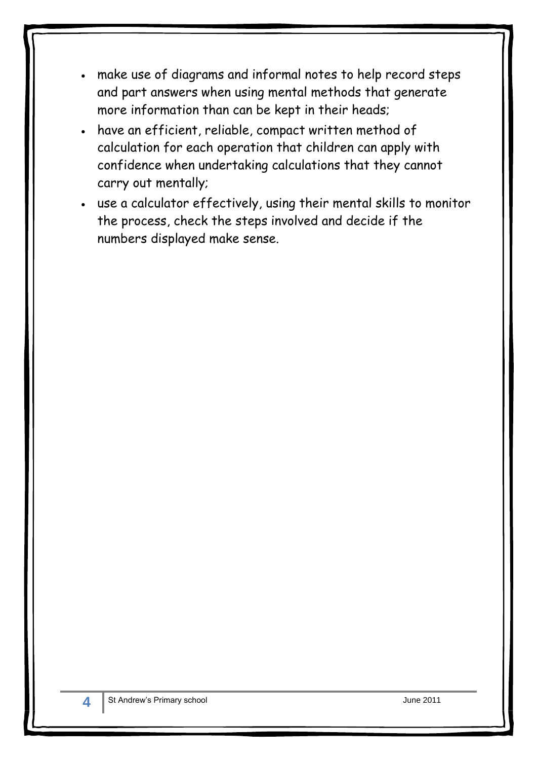- make use of diagrams and informal notes to help record steps and part answers when using mental methods that generate more information than can be kept in their heads;
- have an efficient, reliable, compact written method of calculation for each operation that children can apply with confidence when undertaking calculations that they cannot carry out mentally;
- use a calculator effectively, using their mental skills to monitor the process, check the steps involved and decide if the numbers displayed make sense.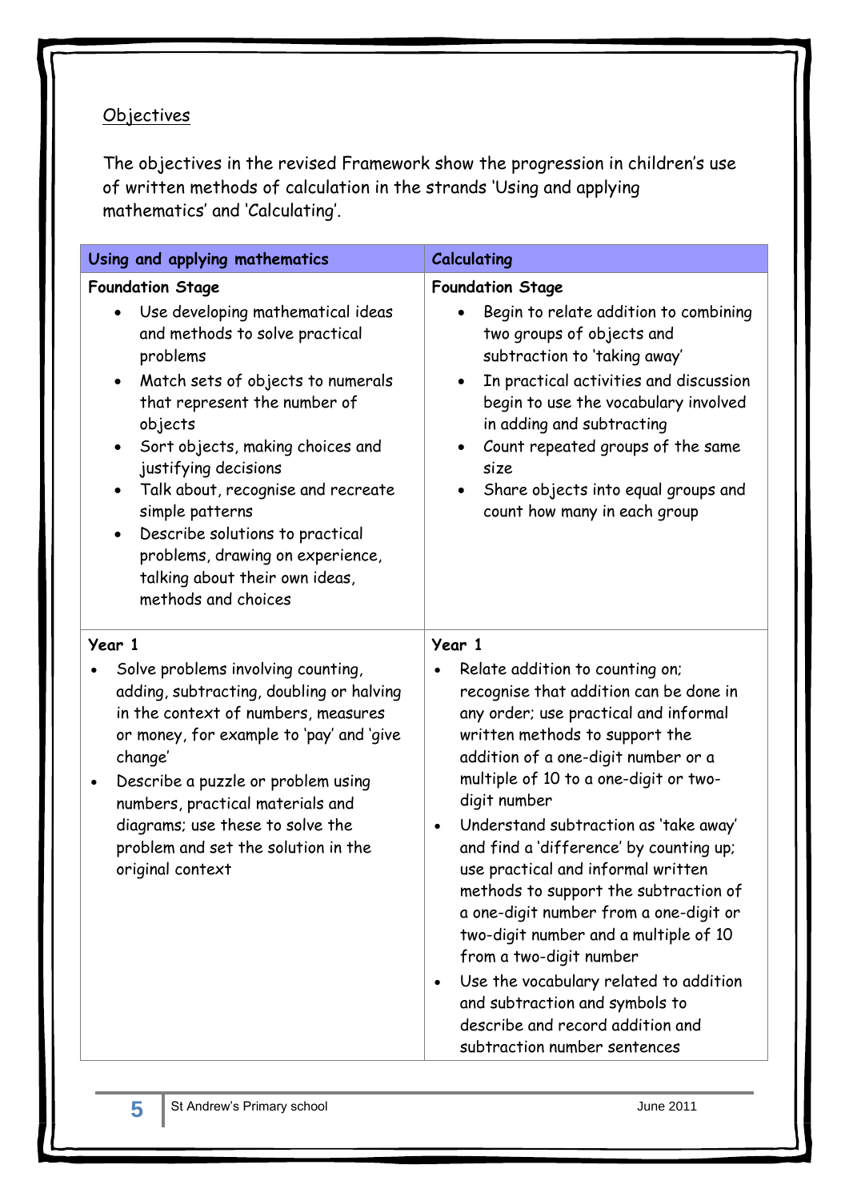## Objectives

The objectives in the revised Framework show the progression in children's use of written methods of calculation in the strands 'Using and applying mathematics' and 'Calculating'.

| Using and applying mathematics | Calculating |
|---|---|
| **Foundation Stage**<br>• Use developing mathematical ideas and methods to solve practical problems<br>• Match sets of objects to numerals that represent the number of objects<br>• Sort objects, making choices and justifying decisions<br>• Talk about, recognise and recreate simple patterns<br>• Describe solutions to practical problems, drawing on experience, talking about their own ideas, methods and choices | **Foundation Stage**<br>• Begin to relate addition to combining two groups of objects and subtraction to 'taking away'<br>• In practical activities and discussion begin to use the vocabulary involved in adding and subtracting<br>• Count repeated groups of the same size<br>• Share objects into equal groups and count how many in each group |
| **Year 1**<br>• Solve problems involving counting, adding, subtracting, doubling or halving in the context of numbers, measures or money, for example to 'pay' and 'give change'<br>• Describe a puzzle or problem using numbers, practical materials and diagrams; use these to solve the problem and set the solution in the original context | **Year 1**<br>• Relate addition to counting on; recognise that addition can be done in any order; use practical and informal written methods to support the addition of a one-digit number or a multiple of 10 to a one-digit or two-digit number<br>• Understand subtraction as 'take away' and find a 'difference' by counting up; use practical and informal written methods to support the subtraction of a one-digit number from a one-digit or two-digit number and a multiple of 10 from a two-digit number<br>• Use the vocabulary related to addition and subtraction and symbols to describe and record addition and subtraction number sentences |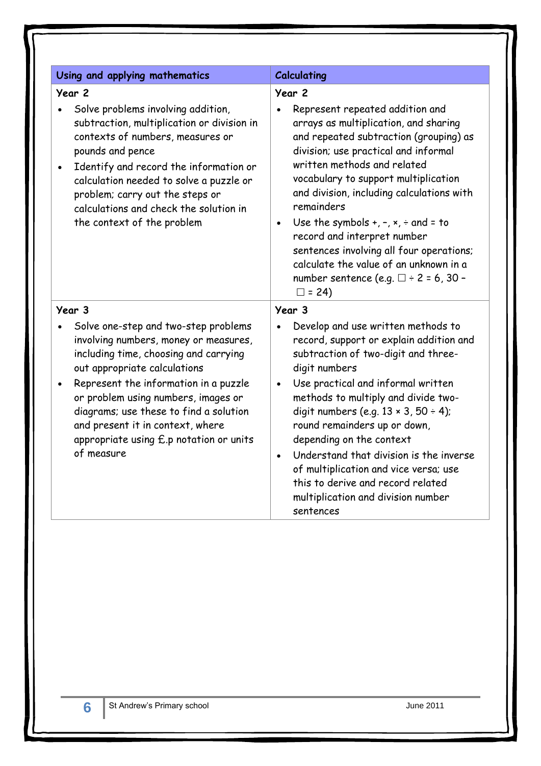| Using and applying mathematics | Calculating |
| --- | --- |
| **Year 2**<br>• Solve problems involving addition, subtraction, multiplication or division in contexts of numbers, measures or pounds and pence<br>• Identify and record the information or calculation needed to solve a puzzle or problem; carry out the steps or calculations and check the solution in the context of the problem | **Year 2**<br>• Represent repeated addition and arrays as multiplication, and sharing and repeated subtraction (grouping) as division; use practical and informal written methods and related vocabulary to support multiplication and division, including calculations with remainders<br>• Use the symbols +, –, ×, ÷ and = to record and interpret number sentences involving all four operations; calculate the value of an unknown in a number sentence (e.g. □ ÷ 2 = 6, 30 – □ = 24) |
| **Year 3**<br>• Solve one-step and two-step problems involving numbers, money or measures, including time, choosing and carrying out appropriate calculations<br>• Represent the information in a puzzle or problem using numbers, images or diagrams; use these to find a solution and present it in context, where appropriate using £.p notation or units of measure | **Year 3**<br>• Develop and use written methods to record, support or explain addition and subtraction of two-digit and three-digit numbers<br>• Use practical and informal written methods to multiply and divide two-digit numbers (e.g. 13 × 3, 50 ÷ 4); round remainders up or down, depending on the context<br>• Understand that division is the inverse of multiplication and vice versa; use this to derive and record related multiplication and division number sentences |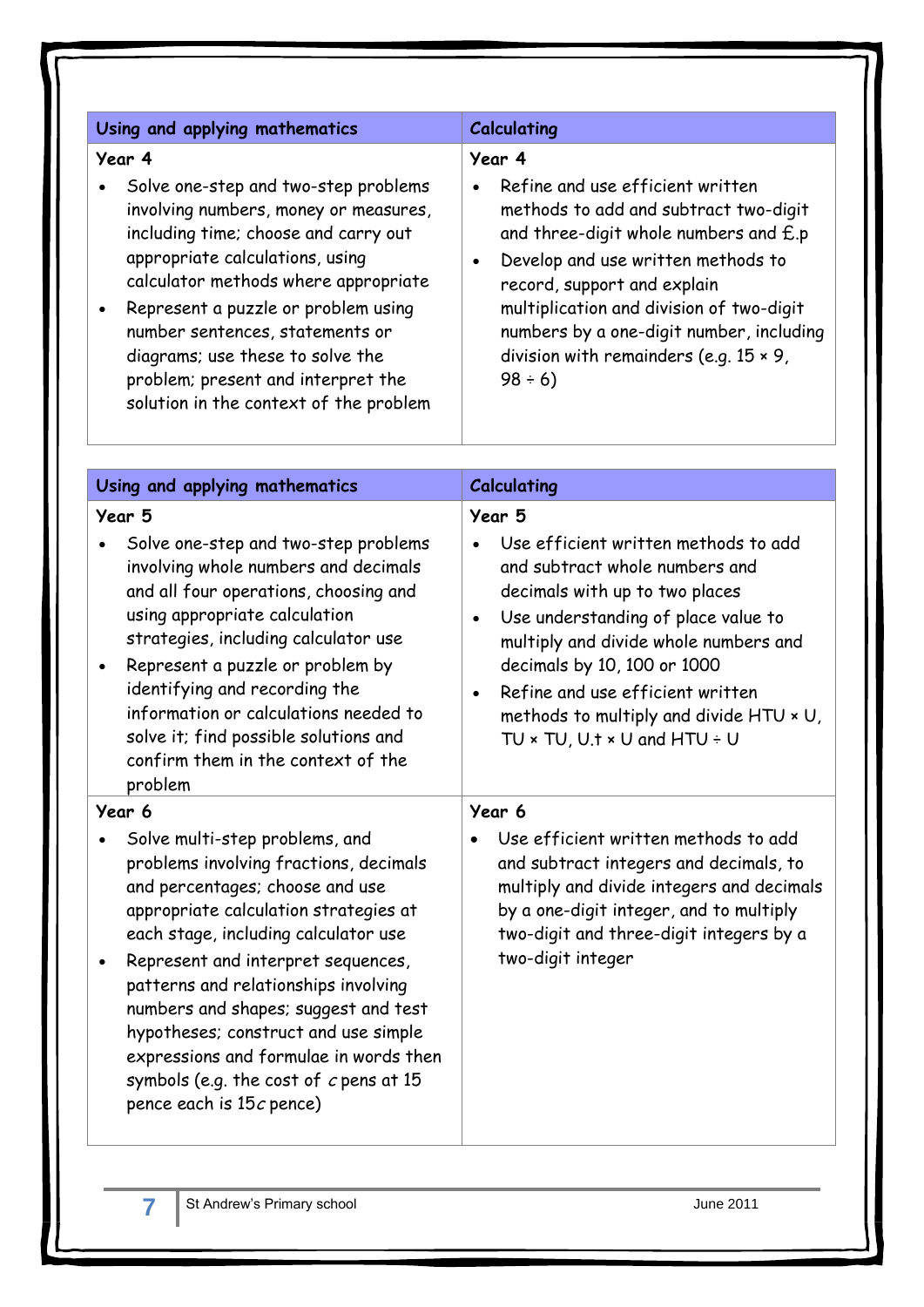| Using and applying mathematics | Calculating |
|---|---|
| **Year 4**<br>• Solve one-step and two-step problems involving numbers, money or measures, including time; choose and carry out appropriate calculations, using calculator methods where appropriate<br>• Represent a puzzle or problem using number sentences, statements or diagrams; use these to solve the problem; present and interpret the solution in the context of the problem | **Year 4**<br>• Refine and use efficient written methods to add and subtract two-digit and three-digit whole numbers and £.p<br>• Develop and use written methods to record, support and explain multiplication and division of two-digit numbers by a one-digit number, including division with remainders (e.g. 15 × 9, 98 ÷ 6) |

| Using and applying mathematics | Calculating |
|---|---|
| **Year 5**<br>• Solve one-step and two-step problems involving whole numbers and decimals and all four operations, choosing and using appropriate calculation strategies, including calculator use<br>• Represent a puzzle or problem by identifying and recording the information or calculations needed to solve it; find possible solutions and confirm them in the context of the problem | **Year 5**<br>• Use efficient written methods to add and subtract whole numbers and decimals with up to two places<br>• Use understanding of place value to multiply and divide whole numbers and decimals by 10, 100 or 1000<br>• Refine and use efficient written methods to multiply and divide HTU × U, TU × TU, U.t × U and HTU ÷ U |
| **Year 6**<br>• Solve multi-step problems, and problems involving fractions, decimals and percentages; choose and use appropriate calculation strategies at each stage, including calculator use<br>• Represent and interpret sequences, patterns and relationships involving numbers and shapes; suggest and test hypotheses; construct and use simple expressions and formulae in words then symbols (e.g. the cost of $c$ pens at 15 pence each is $15c$ pence) | **Year 6**<br>• Use efficient written methods to add and subtract integers and decimals, to multiply and divide integers and decimals by a one-digit integer, and to multiply two-digit and three-digit integers by a two-digit integer |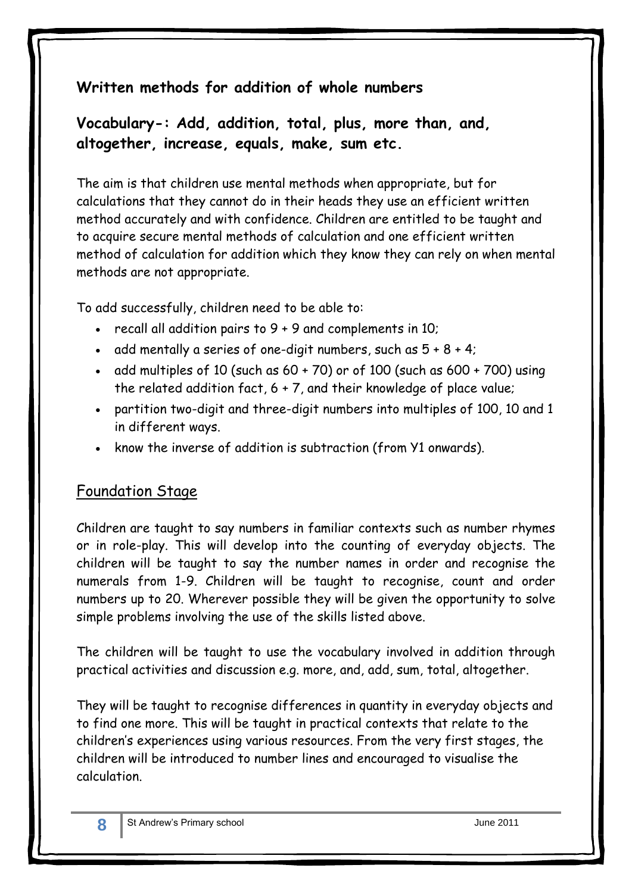## Written methods for addition of whole numbers

### Vocabulary-: Add, addition, total, plus, more than, and, altogether, increase, equals, make, sum etc.

The aim is that children use mental methods when appropriate, but for calculations that they cannot do in their heads they use an efficient written method accurately and with confidence. Children are entitled to be taught and to acquire secure mental methods of calculation and one efficient written method of calculation for addition which they know they can rely on when mental methods are not appropriate.

To add successfully, children need to be able to:

- recall all addition pairs to 9 + 9 and complements in 10;
- add mentally a series of one-digit numbers, such as 5 + 8 + 4;
- add multiples of 10 (such as 60 + 70) or of 100 (such as 600 + 700) using the related addition fact, 6 + 7, and their knowledge of place value;
- partition two-digit and three-digit numbers into multiples of 100, 10 and 1 in different ways.
- know the inverse of addition is subtraction (from Y1 onwards).

### Foundation Stage

Children are taught to say numbers in familiar contexts such as number rhymes or in role-play. This will develop into the counting of everyday objects. The children will be taught to say the number names in order and recognise the numerals from 1-9. Children will be taught to recognise, count and order numbers up to 20. Wherever possible they will be given the opportunity to solve simple problems involving the use of the skills listed above.

The children will be taught to use the vocabulary involved in addition through practical activities and discussion e.g. more, and, add, sum, total, altogether.

They will be taught to recognise differences in quantity in everyday objects and to find one more. This will be taught in practical contexts that relate to the children's experiences using various resources. From the very first stages, the children will be introduced to number lines and encouraged to visualise the calculation.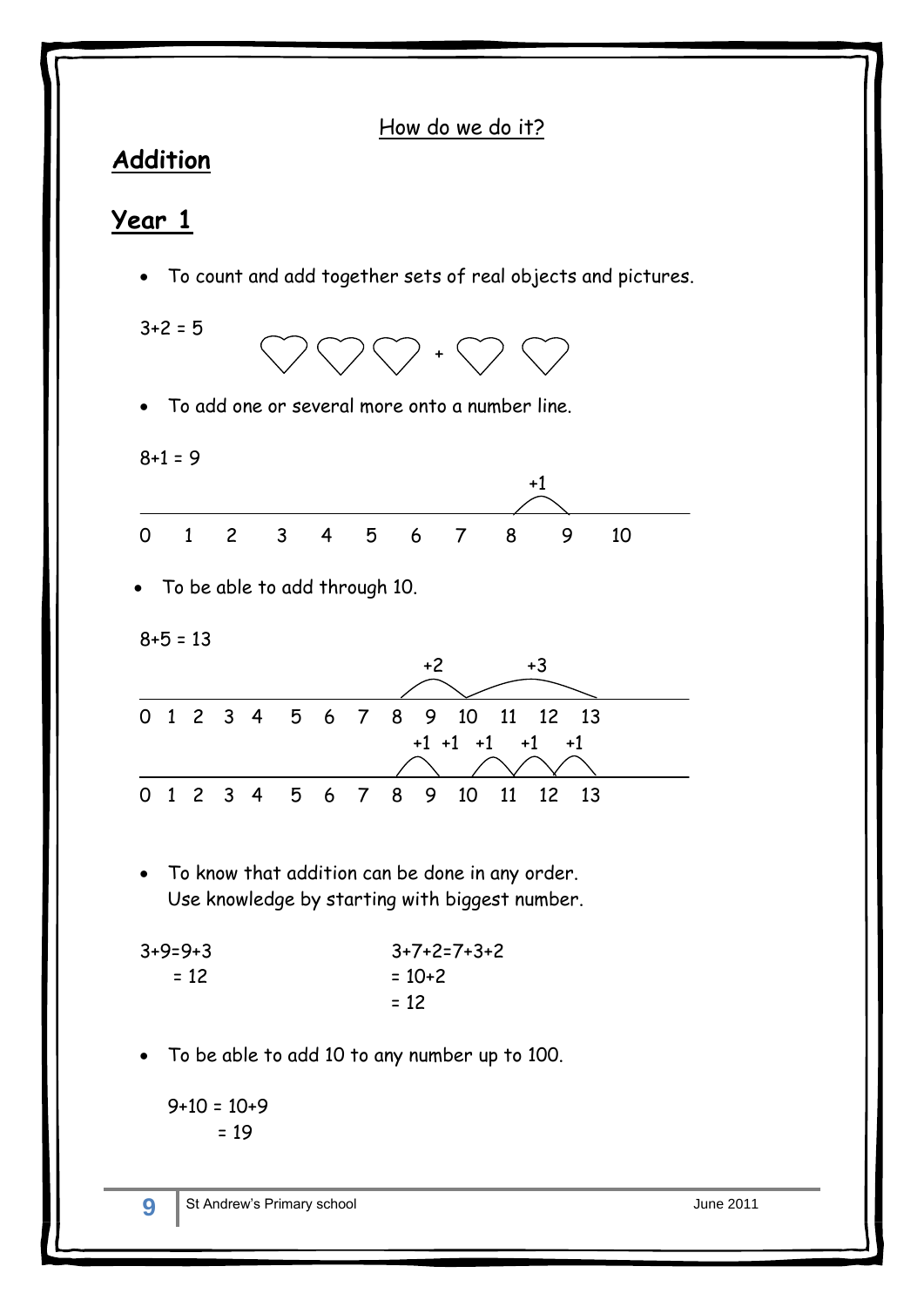How do we do it?

## Addition

## Year 1

- To count and add together sets of real objects and pictures.

3+2 = 5

♡ ♡ ♡ + ♡ ♡

- To add one or several more onto a number line.

8+1 = 9

+1

0 1 2 3 4 5 6 7 8 9 10

- To be able to add through 10.

8+5 = 13

+2 +3

0 1 2 3 4 5 6 7 8 9 10 11 12 13

+1 +1 +1 +1 +1

0 1 2 3 4 5 6 7 8 9 10 11 12 13

- To know that addition can be done in any order.
  Use knowledge by starting with biggest number.

3+9=9+3
 = 12

3+7+2=7+3+2
= 10+2
= 12

- To be able to add 10 to any number up to 100.

9+10 = 10+9
 = 19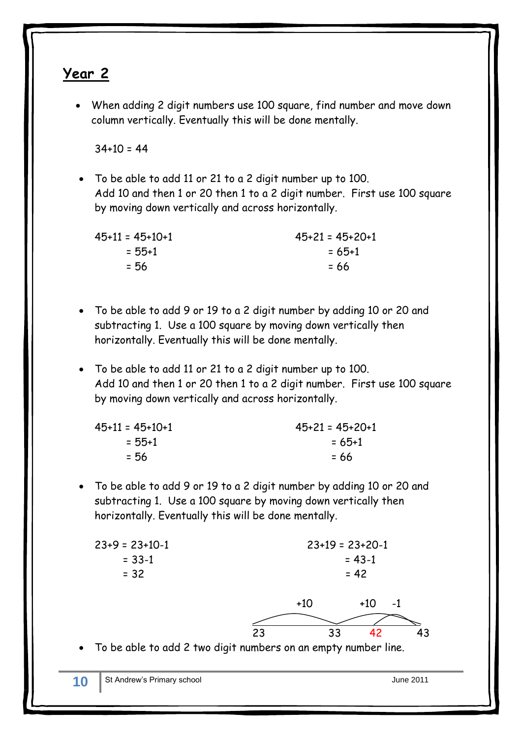## Year 2

- When adding 2 digit numbers use 100 square, find number and move down column vertically. Eventually this will be done mentally.

  34+10 = 44

- To be able to add 11 or 21 to a 2 digit number up to 100.
  Add 10 and then 1 or 20 then 1 to a 2 digit number. First use 100 square by moving down vertically and across horizontally.

  45+11 = 45+10+1
  = 55+1
  = 56

  45+21 = 45+20+1
  = 65+1
  = 66

- To be able to add 9 or 19 to a 2 digit number by adding 10 or 20 and subtracting 1. Use a 100 square by moving down vertically then horizontally. Eventually this will be done mentally.

- To be able to add 11 or 21 to a 2 digit number up to 100.
  Add 10 and then 1 or 20 then 1 to a 2 digit number. First use 100 square by moving down vertically and across horizontally.

  45+11 = 45+10+1
  = 55+1
  = 56

  45+21 = 45+20+1
  = 65+1
  = 66

- To be able to add 9 or 19 to a 2 digit number by adding 10 or 20 and subtracting 1. Use a 100 square by moving down vertically then horizontally. Eventually this will be done mentally.

  23+9 = 23+10-1
  = 33-1
  = 32

  23+19 = 23+20-1
  = 43-1
  = 42

  +10 +10 -1

  23 33 42 43

- To be able to add 2 two digit numbers on an empty number line.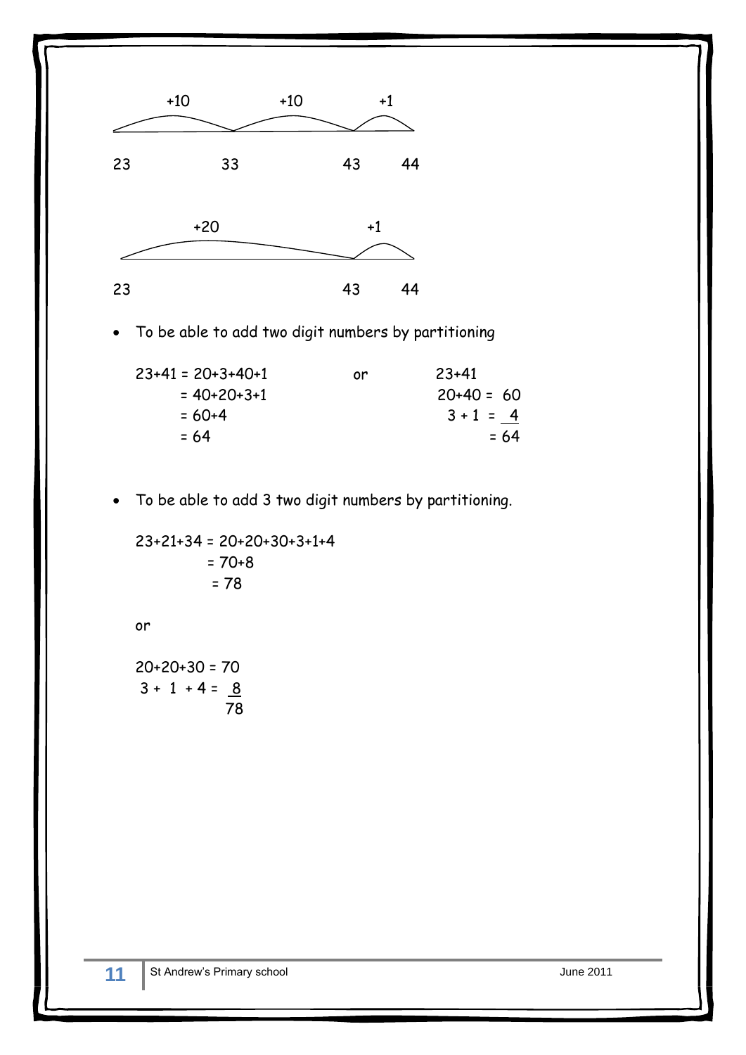+10 +10 +1

23 33 43 44

+20 +1

23 43 44

- To be able to add two digit numbers by partitioning

```
23+41 = 20+3+40+1          or        23+41
      = 40+20+3+1                     20+40 =  60
      = 60+4                           3 + 1 =   4
      = 64                                    = 64
```

- To be able to add 3 two digit numbers by partitioning.

```
23+21+34 = 20+20+30+3+1+4
         = 70+8
         = 78
```

or

```
20+20+30 = 70
 3 + 1 + 4 =  8
             78
```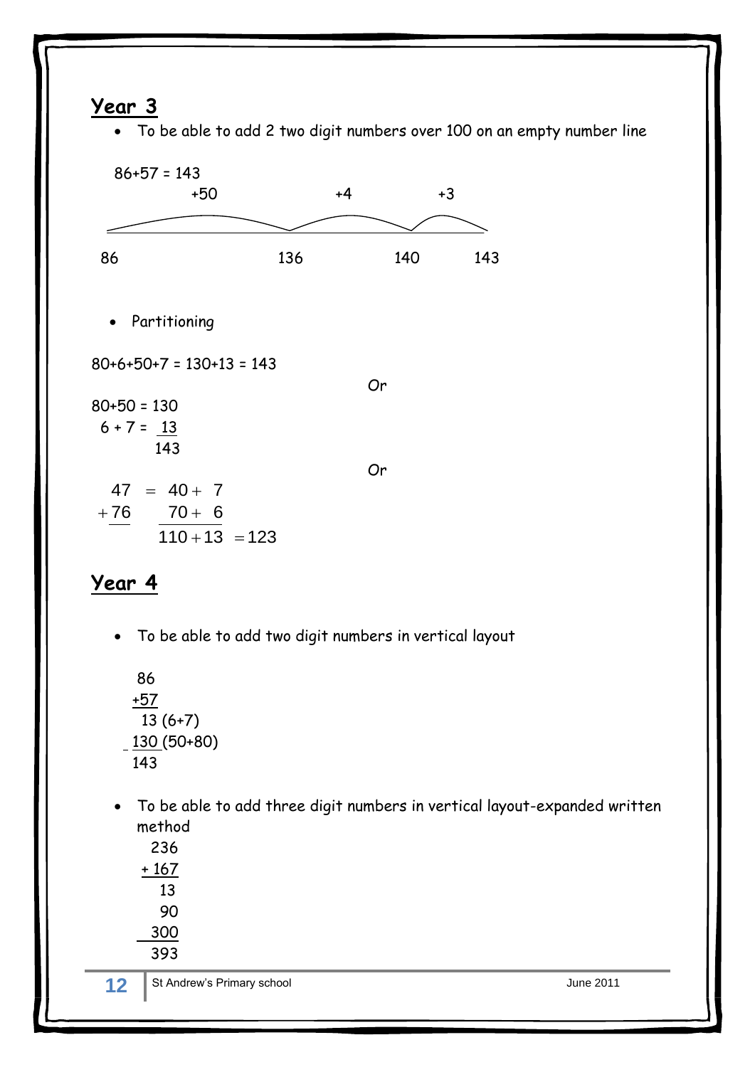## Year 3

- To be able to add 2 two digit numbers over 100 on an empty number line

86+57 = 143

```
        +50                 +4          +3

86                   136          140        143
```

- Partitioning

80+6+50+7 = 130+13 = 143

*Or*

80+50 = 130
6 + 7 = 13
143

*Or*

$$\begin{array}{r} 47 \\ +\underline{76} \end{array} = \begin{array}{r} 40+\ 7 \\ \underline{70+\ 6} \\ 110+13 \end{array} = 123$$

## Year 4

- To be able to add two digit numbers in vertical layout

```
  86
 +57
  13 (6+7)
 130 (50+80)
 143
```

- To be able to add three digit numbers in vertical layout-expanded written method

```
  236
+ 167
   13
   90
  300
  393
```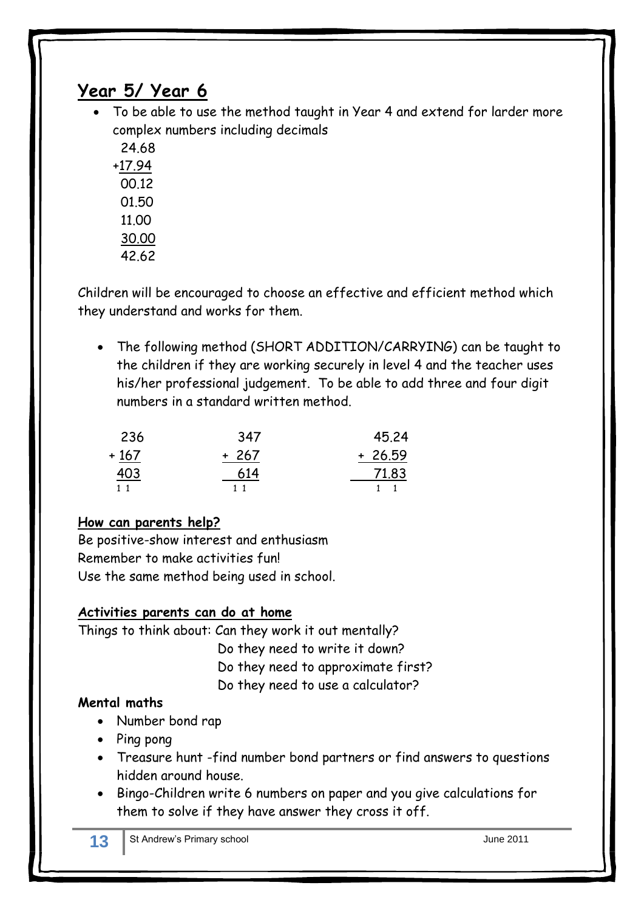## Year 5/ Year 6

- To be able to use the method taught in Year 4 and extend for larder more complex numbers including decimals

```
 24.68
+17.94
 00.12
 01.50
 11.00
 30.00
 42.62
```

Children will be encouraged to choose an effective and efficient method which they understand and works for them.

- The following method (SHORT ADDITION/CARRYING) can be taught to the children if they are working securely in level 4 and the teacher uses his/her professional judgement. To be able to add three and four digit numbers in a standard written method.

```
  236        347        45.24
+ 167      + 267      + 26.59
  403        614        71.83
  1 1        1 1        1  1
```

**How can parents help?**

Be positive-show interest and enthusiasm
Remember to make activities fun!
Use the same method being used in school.

**Activities parents can do at home**

Things to think about: Can they work it out mentally?
Do they need to write it down?
Do they need to approximate first?
Do they need to use a calculator?

**Mental maths**

- Number bond rap
- Ping pong
- Treasure hunt -find number bond partners or find answers to questions hidden around house.
- Bingo-Children write 6 numbers on paper and you give calculations for them to solve if they have answer they cross it off.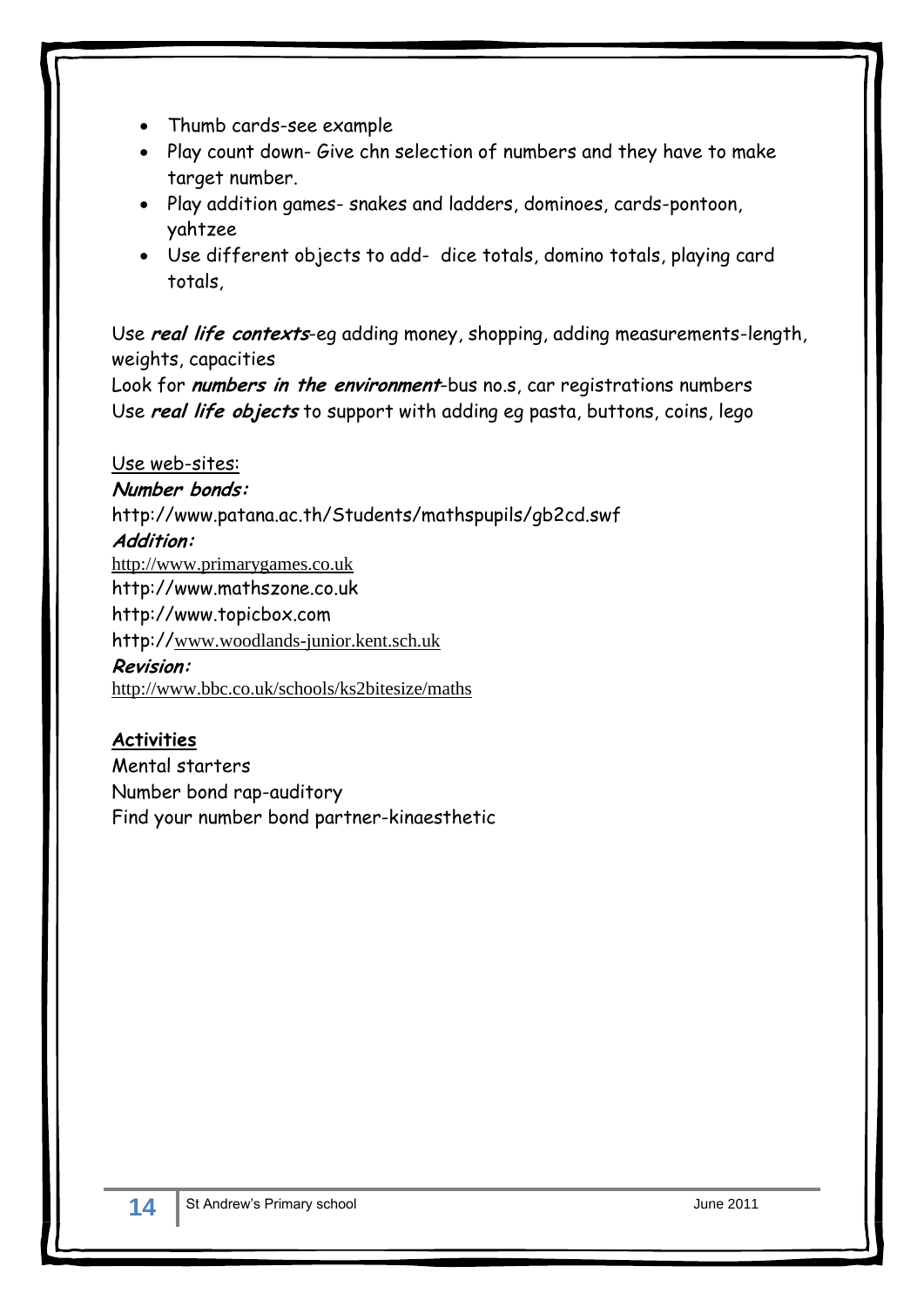- Thumb cards-see example
- Play count down- Give chn selection of numbers and they have to make target number.
- Play addition games- snakes and ladders, dominoes, cards-pontoon, yahtzee
- Use different objects to add- dice totals, domino totals, playing card totals,

Use ***real life contexts***-eg adding money, shopping, adding measurements-length, weights, capacities

Look for ***numbers in the environment***-bus no.s, car registrations numbers

Use ***real life objects*** to support with adding eg pasta, buttons, coins, lego

Use web-sites:

***Number bonds:***

http://www.patana.ac.th/Students/mathspupils/gb2cd.swf

***Addition:***

http://www.primarygames.co.uk

http://www.mathszone.co.uk

http://www.topicbox.com

http://www.woodlands-junior.kent.sch.uk

***Revision:***

http://www.bbc.co.uk/schools/ks2bitesize/maths

**Activities**

Mental starters

Number bond rap-auditory

Find your number bond partner-kinaesthetic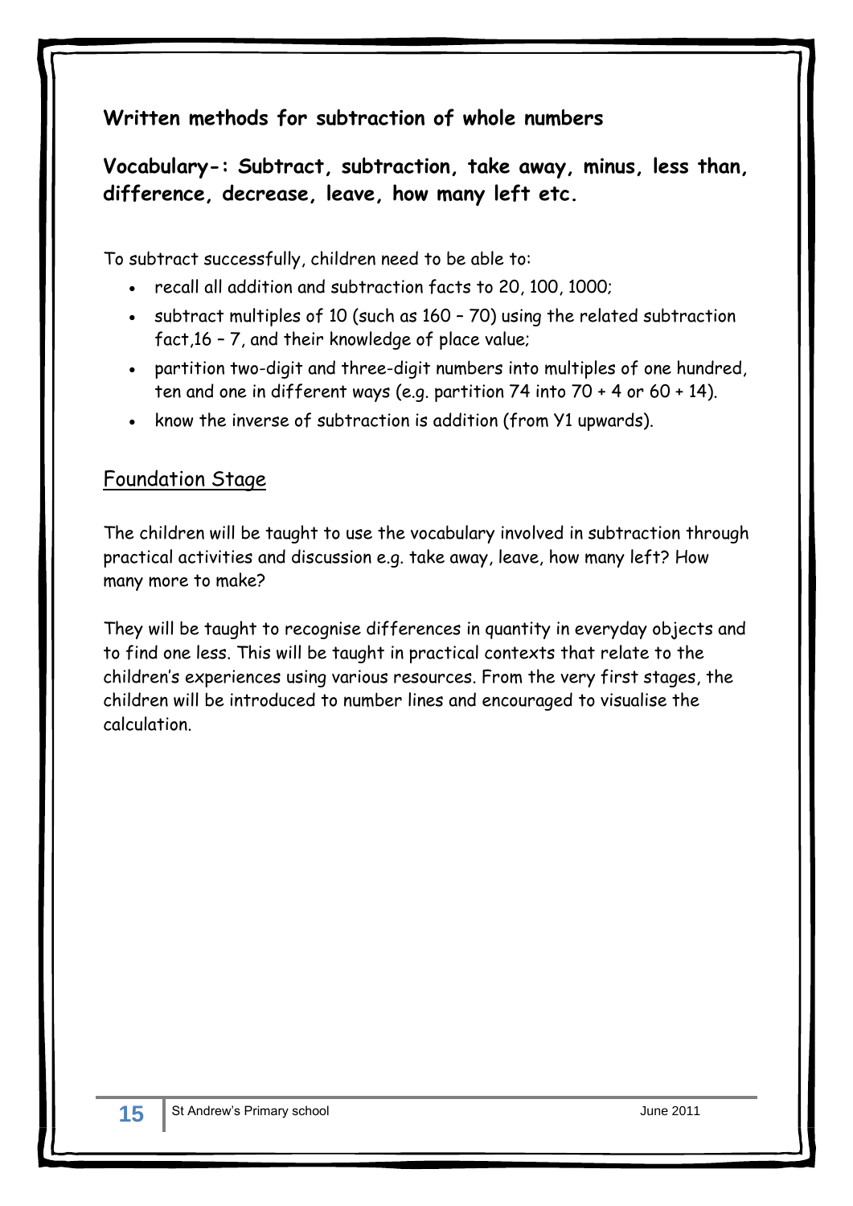## Written methods for subtraction of whole numbers

**Vocabulary-: Subtract, subtraction, take away, minus, less than, difference, decrease, leave, how many left etc.**

To subtract successfully, children need to be able to:

- recall all addition and subtraction facts to 20, 100, 1000;
- subtract multiples of 10 (such as 160 – 70) using the related subtraction fact,16 – 7, and their knowledge of place value;
- partition two-digit and three-digit numbers into multiples of one hundred, ten and one in different ways (e.g. partition 74 into 70 + 4 or 60 + 14).
- know the inverse of subtraction is addition (from Y1 upwards).

### Foundation Stage

The children will be taught to use the vocabulary involved in subtraction through practical activities and discussion e.g. take away, leave, how many left? How many more to make?

They will be taught to recognise differences in quantity in everyday objects and to find one less. This will be taught in practical contexts that relate to the children's experiences using various resources. From the very first stages, the children will be introduced to number lines and encouraged to visualise the calculation.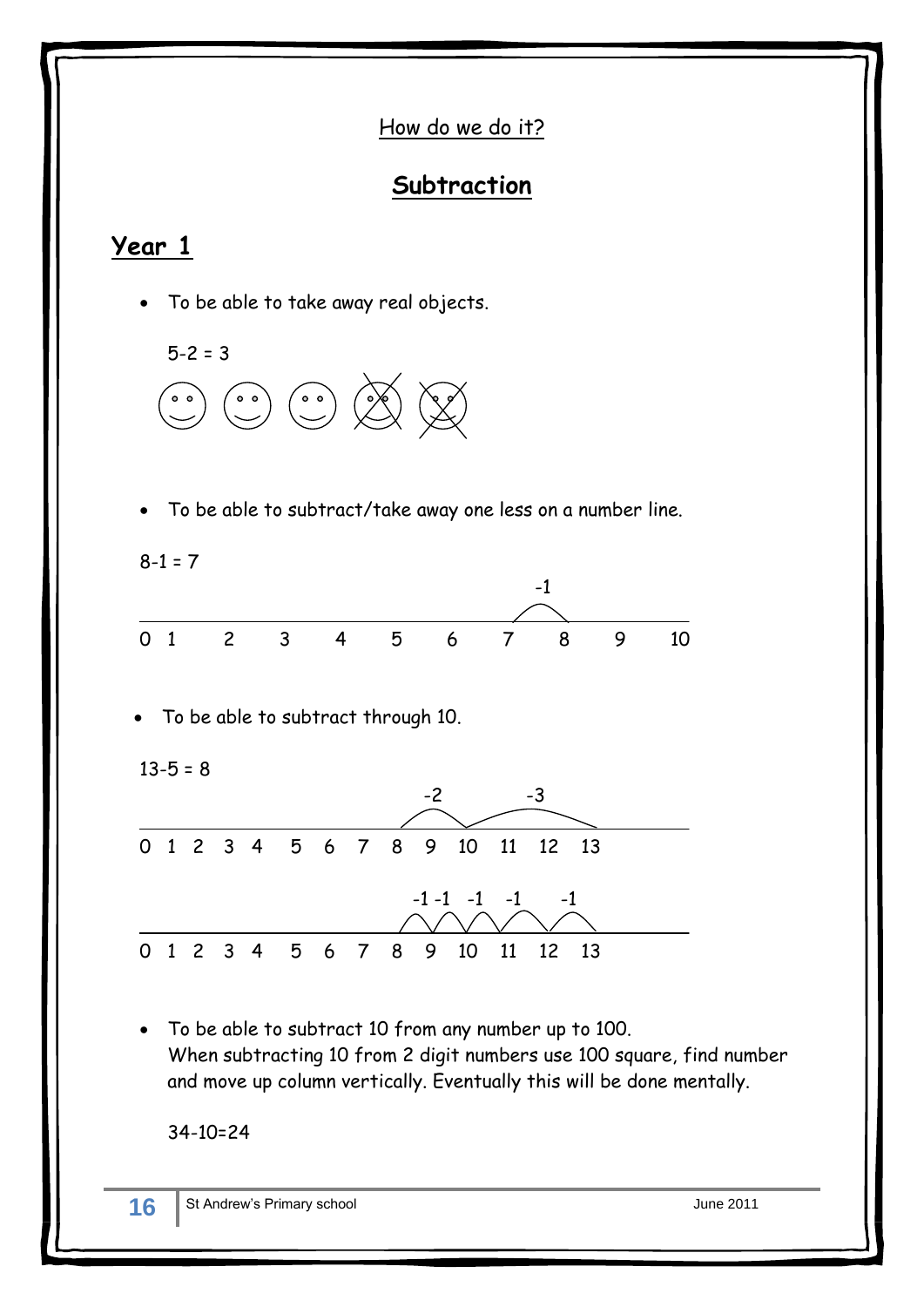How do we do it?

# Subtraction

## Year 1

- To be able to take away real objects.

  5-2 = 3

- To be able to subtract/take away one less on a number line.

8-1 = 7

-1

0 1 2 3 4 5 6 7 8 9 10

- To be able to subtract through 10.

13-5 = 8

-2 -3

0 1 2 3 4 5 6 7 8 9 10 11 12 13

-1 -1 -1 -1 -1

0 1 2 3 4 5 6 7 8 9 10 11 12 13

- To be able to subtract 10 from any number up to 100.
  When subtracting 10 from 2 digit numbers use 100 square, find number and move up column vertically. Eventually this will be done mentally.

  34-10=24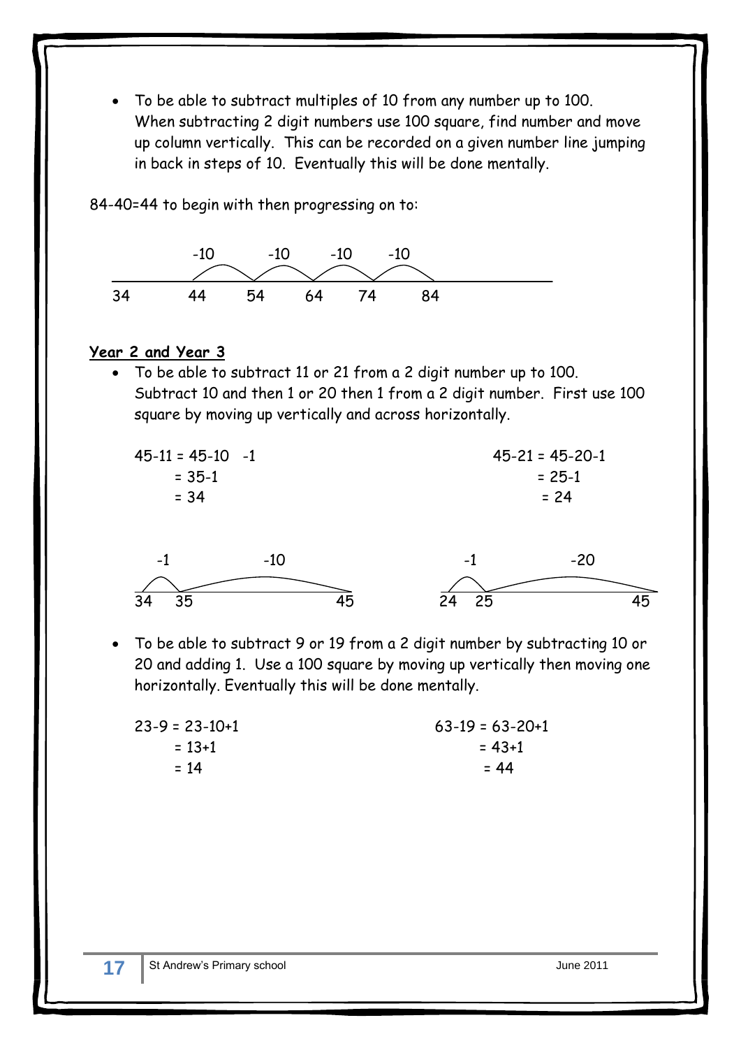- To be able to subtract multiples of 10 from any number up to 100. When subtracting 2 digit numbers use 100 square, find number and move up column vertically. This can be recorded on a given number line jumping in back in steps of 10. Eventually this will be done mentally.

84-40=44 to begin with then progressing on to:

```
            -10        -10      -10      -10
34          44    54    64    74     84
```

**Year 2 and Year 3**

- To be able to subtract 11 or 21 from a 2 digit number up to 100. Subtract 10 and then 1 or 20 then 1 from a 2 digit number. First use 100 square by moving up vertically and across horizontally.

45-11 = 45-10 -1
= 35-1
= 34

45-21 = 45-20-1
= 25-1
= 24

```
  -1          -10
34  35                45
```

```
  -1          -20
24  25                45
```

- To be able to subtract 9 or 19 from a 2 digit number by subtracting 10 or 20 and adding 1. Use a 100 square by moving up vertically then moving one horizontally. Eventually this will be done mentally.

23-9 = 23-10+1
= 13+1
= 14

63-19 = 63-20+1
= 43+1
= 44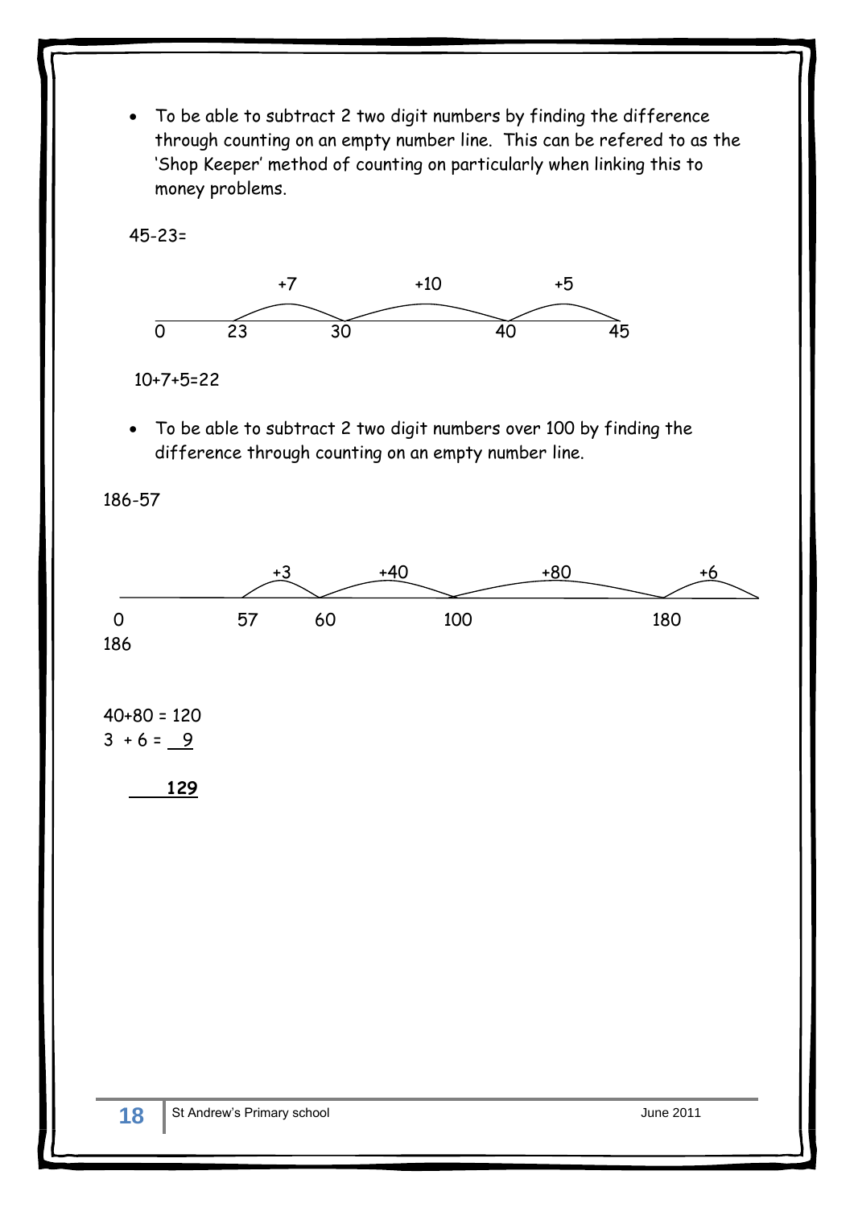- To be able to subtract 2 two digit numbers by finding the difference through counting on an empty number line. This can be refered to as the 'Shop Keeper' method of counting on particularly when linking this to money problems.

45-23=

```
        +7          +10          +5
0    23      30            40        45
```

10+7+5=22

- To be able to subtract 2 two digit numbers over 100 by finding the difference through counting on an empty number line.

186-57

```
            +3       +40          +80          +6
0       57      60         100            180
186
```

40+80 = 120
3 + 6 = 9

**129**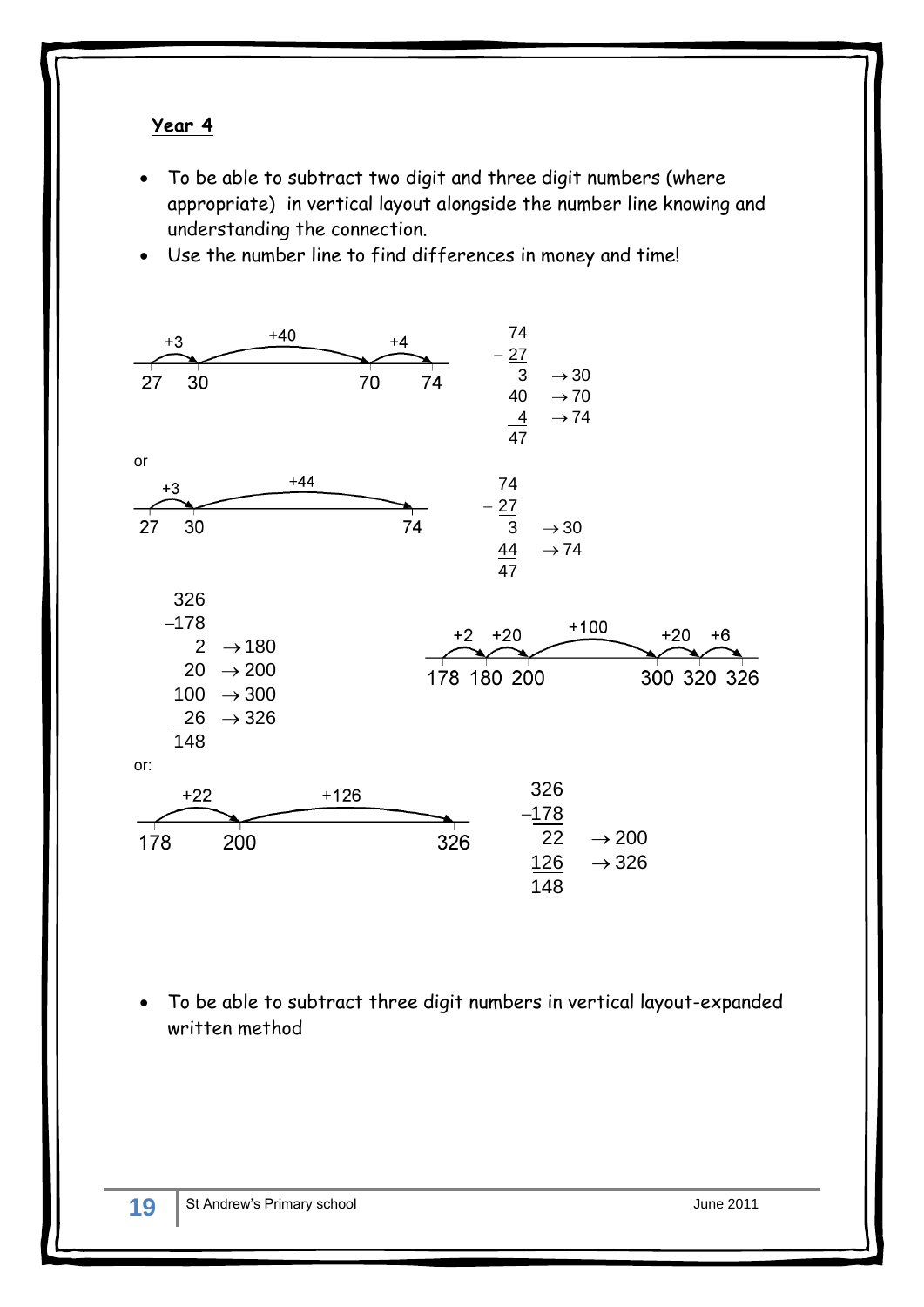**Year 4**

- To be able to subtract two digit and three digit numbers (where appropriate) in vertical layout alongside the number line knowing and understanding the connection.
- Use the number line to find differences in money and time!

Number line: 27 →(+3)→ 30 →(+40)→ 70 →(+4)→ 74

$$
\begin{array}{rl}
74 & \\
-\ \underline{27} & \\
3 & \rightarrow 30 \\
40 & \rightarrow 70 \\
\underline{4} & \rightarrow 74 \\
47 &
\end{array}
$$

or

Number line: 27 →(+3)→ 30 →(+44)→ 74

$$
\begin{array}{rl}
74 & \\
-\ \underline{27} & \\
3 & \rightarrow 30 \\
\underline{44} & \rightarrow 74 \\
47 &
\end{array}
$$

$$
\begin{array}{rl}
326 & \\
-\underline{178} & \\
2 & \rightarrow 180 \\
20 & \rightarrow 200 \\
100 & \rightarrow 300 \\
\underline{26} & \rightarrow 326 \\
148 &
\end{array}
$$

Number line: 178 →(+2)→ 180 →(+20)→ 200 →(+100)→ 300 →(+20)→ 320 →(+6)→ 326

or:

Number line: 178 →(+22)→ 200 →(+126)→ 326

$$
\begin{array}{rl}
326 & \\
-\underline{178} & \\
22 & \rightarrow 200 \\
\underline{126} & \rightarrow 326 \\
148 &
\end{array}
$$

- To be able to subtract three digit numbers in vertical layout-expanded written method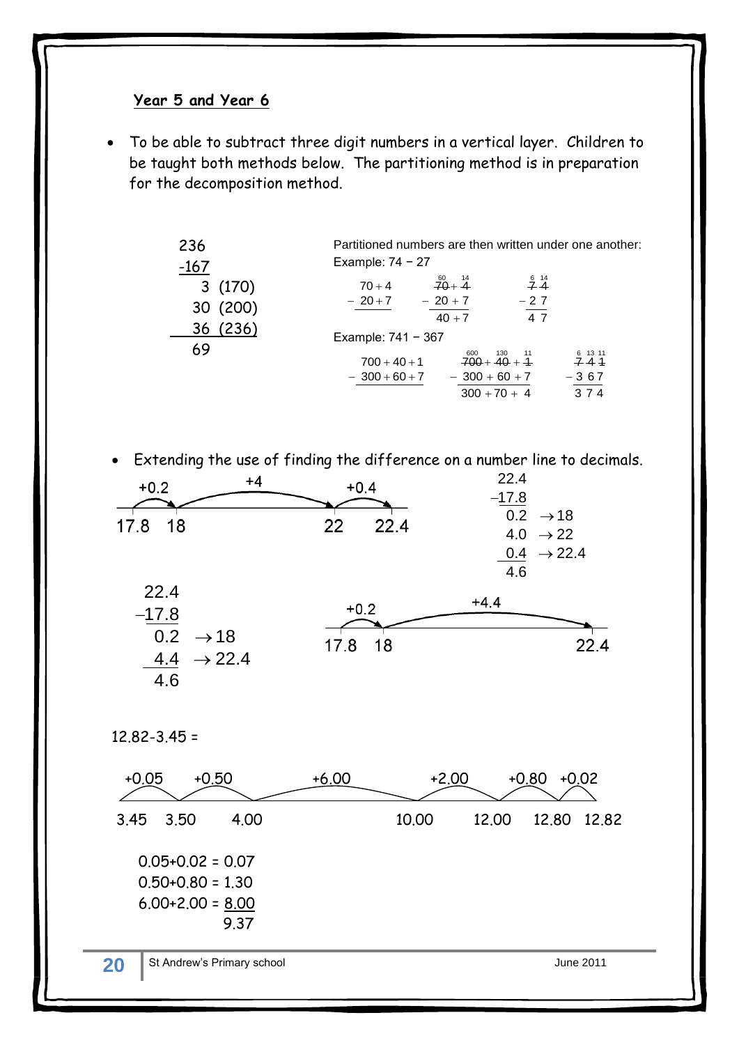**Year 5 and Year 6**

- To be able to subtract three digit numbers in a vertical layer. Children to be taught both methods below. The partitioning method is in preparation for the decomposition method.

```
 236
-167
   3  (170)
  30  (200)
  36  (236)
  69
```

Partitioned numbers are then written under one another:

Example: 74 − 27

$$\begin{array}{r} 70+4 \\ -\ 20+7 \\ \hline \end{array} \qquad \begin{array}{r} \overset{60}{\cancel{70}}+\overset{14}{\cancel{4}} \\ -\ 20+7 \\ \hline 40+7 \end{array} \qquad \begin{array}{r} \overset{6}{\cancel{7}}\,\overset{14}{\cancel{4}} \\ -\ 2\,7 \\ \hline 4\,7 \end{array}$$

Example: 741 − 367

$$\begin{array}{r} 700+40+1 \\ -\ 300+60+7 \\ \hline \end{array} \qquad \begin{array}{r} \overset{600}{\cancel{700}}+\overset{130}{\cancel{40}}+\overset{11}{\cancel{1}} \\ -\ 300+60+7 \\ \hline 300+70+4 \end{array} \qquad \begin{array}{r} \overset{6}{\cancel{7}}\,\overset{13}{\cancel{4}}\,\overset{11}{\cancel{1}} \\ -\ 3\,6\,7 \\ \hline 3\,7\,4 \end{array}$$

- Extending the use of finding the difference on a number line to decimals.

Number line: 17.8 → (+0.2) → 18 → (+4) → 22 → (+0.4) → 22.4

```
 22.4
-17.8
  0.2  → 18
  4.0  → 22
  0.4  → 22.4
  4.6
```

```
 22.4
-17.8
  0.2  → 18
  4.4  → 22.4
  4.6
```

Number line: 17.8 → (+0.2) → 18 → (+4.4) → 22.4

12.82-3.45 =

Number line: 3.45 → (+0.05) → 3.50 → (+0.50) → 4.00 → (+6.00) → 10.00 → (+2.00) → 12.00 → (+0.80) → 12.80 → (+0.02) → 12.82

0.05+0.02 = 0.07
0.50+0.80 = 1.30
6.00+2.00 = <u>8.00</u>
9.37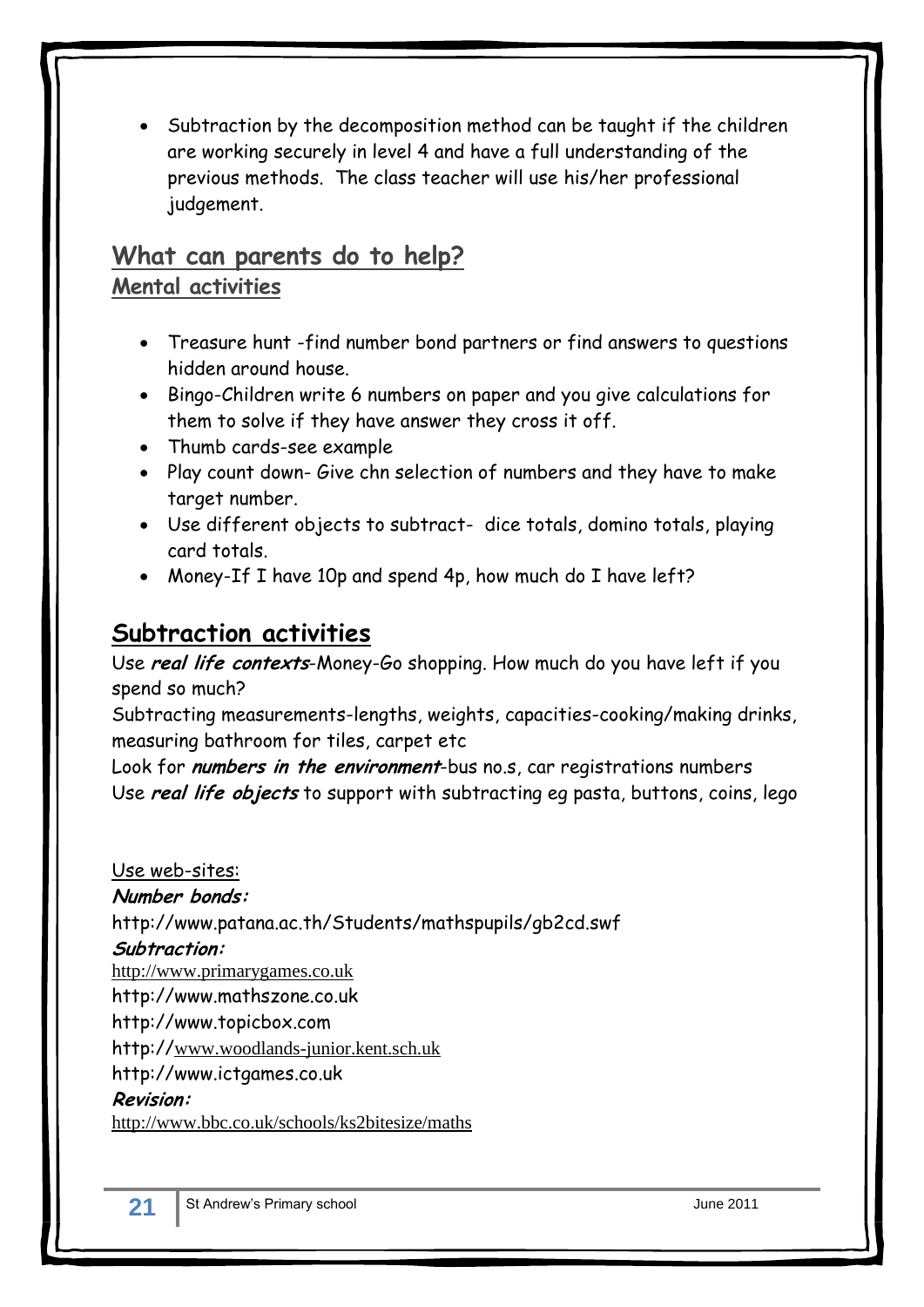- Subtraction by the decomposition method can be taught if the children are working securely in level 4 and have a full understanding of the previous methods. The class teacher will use his/her professional judgement.

## What can parents do to help?

### Mental activities

- Treasure hunt -find number bond partners or find answers to questions hidden around house.
- Bingo-Children write 6 numbers on paper and you give calculations for them to solve if they have answer they cross it off.
- Thumb cards-see example
- Play count down- Give chn selection of numbers and they have to make target number.
- Use different objects to subtract- dice totals, domino totals, playing card totals.
- Money-If I have 10p and spend 4p, how much do I have left?

## Subtraction activities

Use ***real life contexts***-Money-Go shopping. How much do you have left if you spend so much?

Subtracting measurements-lengths, weights, capacities-cooking/making drinks, measuring bathroom for tiles, carpet etc

Look for ***numbers in the environment***-bus no.s, car registrations numbers

Use ***real life objects*** to support with subtracting eg pasta, buttons, coins, lego

Use web-sites:

***Number bonds:***

http://www.patana.ac.th/Students/mathspupils/gb2cd.swf

***Subtraction:***

http://www.primarygames.co.uk

http://www.mathszone.co.uk

http://www.topicbox.com

http://www.woodlands-junior.kent.sch.uk

http://www.ictgames.co.uk

***Revision:***

http://www.bbc.co.uk/schools/ks2bitesize/maths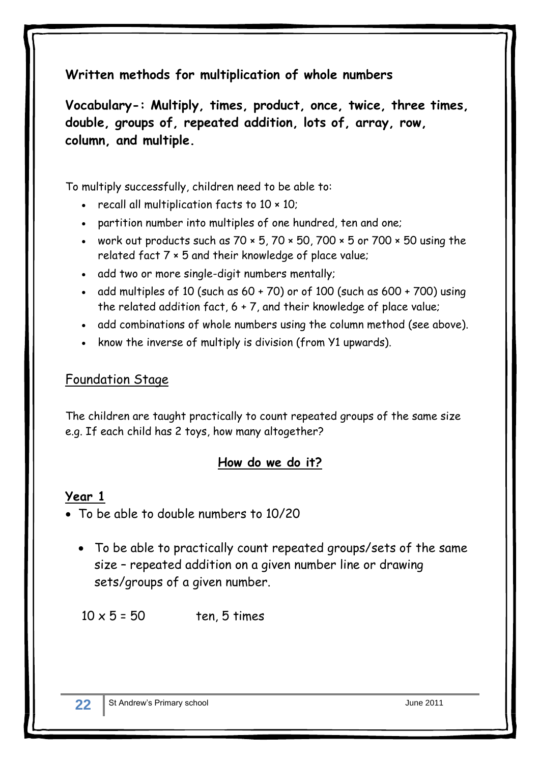## Written methods for multiplication of whole numbers

**Vocabulary-: Multiply, times, product, once, twice, three times, double, groups of, repeated addition, lots of, array, row, column, and multiple.**

To multiply successfully, children need to be able to:

- recall all multiplication facts to $10 \times 10$;
- partition number into multiples of one hundred, ten and one;
- work out products such as $70 \times 5$, $70 \times 50$, $700 \times 5$ or $700 \times 50$ using the related fact $7 \times 5$ and their knowledge of place value;
- add two or more single-digit numbers mentally;
- add multiples of 10 (such as $60 + 70$) or of 100 (such as $600 + 700$) using the related addition fact, $6 + 7$, and their knowledge of place value;
- add combinations of whole numbers using the column method (see above).
- know the inverse of multiply is division (from Y1 upwards).

### Foundation Stage

The children are taught practically to count repeated groups of the same size e.g. If each child has 2 toys, how many altogether?

### How do we do it?

**Year 1**

- To be able to double numbers to 10/20
- To be able to practically count repeated groups/sets of the same size – repeated addition on a given number line or drawing sets/groups of a given number.

$10 \times 5 = 50$ ten, 5 times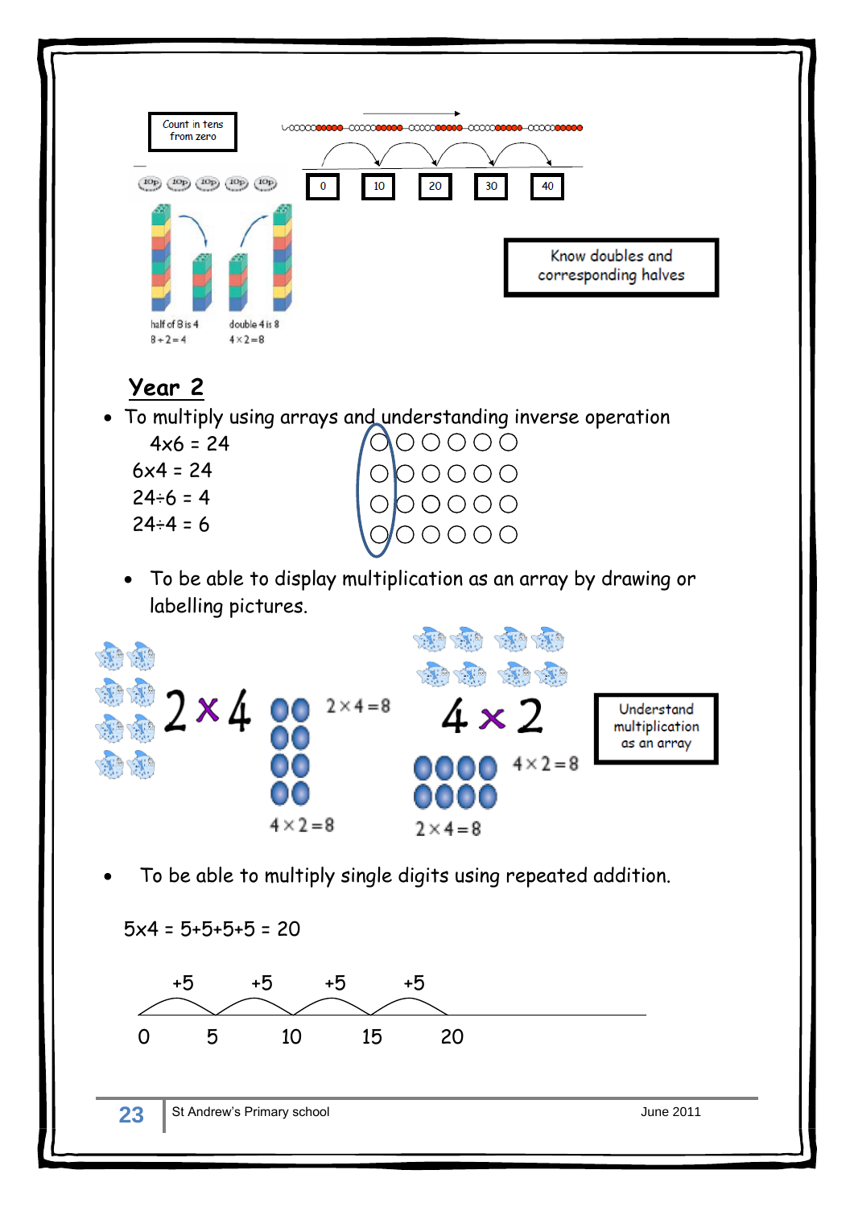Count in tens from zero

0 10 20 30 40

half of 8 is 4
$8 \div 2 = 4$

double 4 is 8
$4 \times 2 = 8$

Know doubles and corresponding halves

## Year 2

- To multiply using arrays and understanding inverse operation

$4 \times 6 = 24$
$6 \times 4 = 24$
$24 \div 6 = 4$
$24 \div 4 = 6$

- To be able to display multiplication as an array by drawing or labelling pictures.

$2 \times 4$ $2 \times 4 = 8$ $4 \times 2 = 8$

$4 \times 2$ $4 \times 2 = 8$ $2 \times 4 = 8$

Understand multiplication as an array

- To be able to multiply single digits using repeated addition.

$5 \times 4 = 5 + 5 + 5 + 5 = 20$

+5 +5 +5 +5

0 5 10 15 20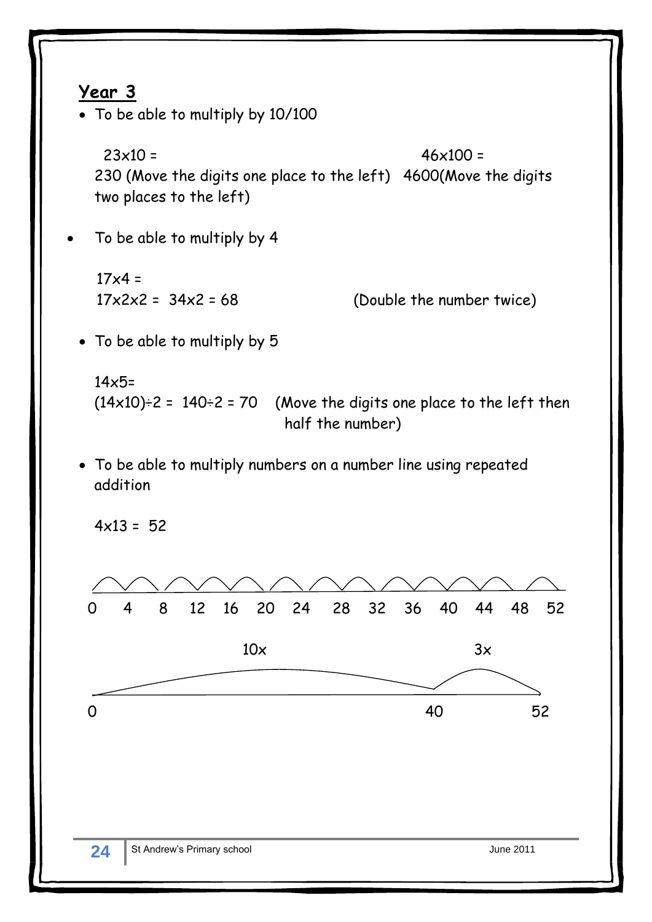## Year 3

- To be able to multiply by 10/100

  23x10 =
  230 (Move the digits one place to the left)

  46x100 =
  4600(Move the digits two places to the left)

- To be able to multiply by 4

  17x4 =
  17x2x2 = 34x2 = 68 (Double the number twice)

- To be able to multiply by 5

  14x5=
  (14x10)÷2 = 140÷2 = 70 (Move the digits one place to the left then half the number)

- To be able to multiply numbers on a number line using repeated addition

  4x13 = 52

  0 4 8 12 16 20 24 28 32 36 40 44 48 52

  10x 3x

  0 40 52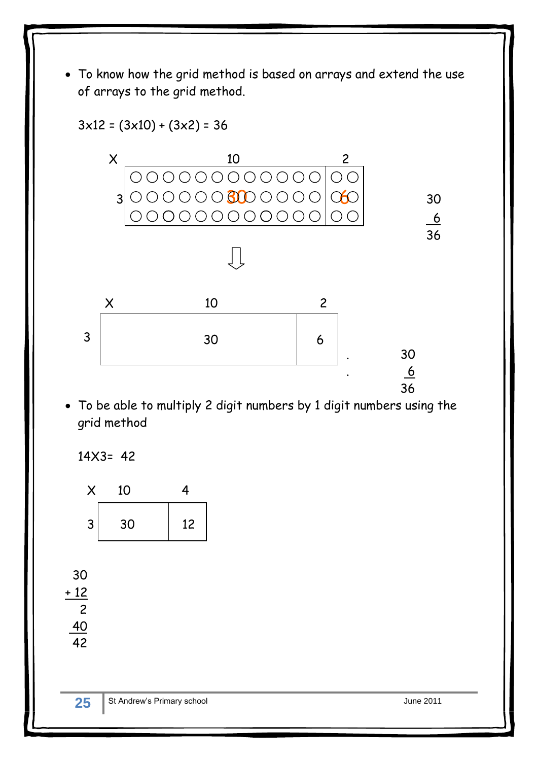- To know how the grid method is based on arrays and extend the use of arrays to the grid method.

3x12 = (3x10) + (3x2) = 36

| X | 10 | 2 |
|---|---|---|
| 3 | ○○○○○○○○○○○○○○○○○○○○○○○○○○○○○○ 30 | ○○○○○○ 6 |

```
 30
  6
 36
```

⇩

| X | 10 | 2 |
|---|---|---|
| 3 | 30 | 6 |

```
 30
  6
 36
```

- To be able to multiply 2 digit numbers by 1 digit numbers using the grid method

14X3= 42

| X | 10 | 4 |
|---|---|---|
| 3 | 30 | 12 |

```
  30
+ 12
   2
  40
  42
```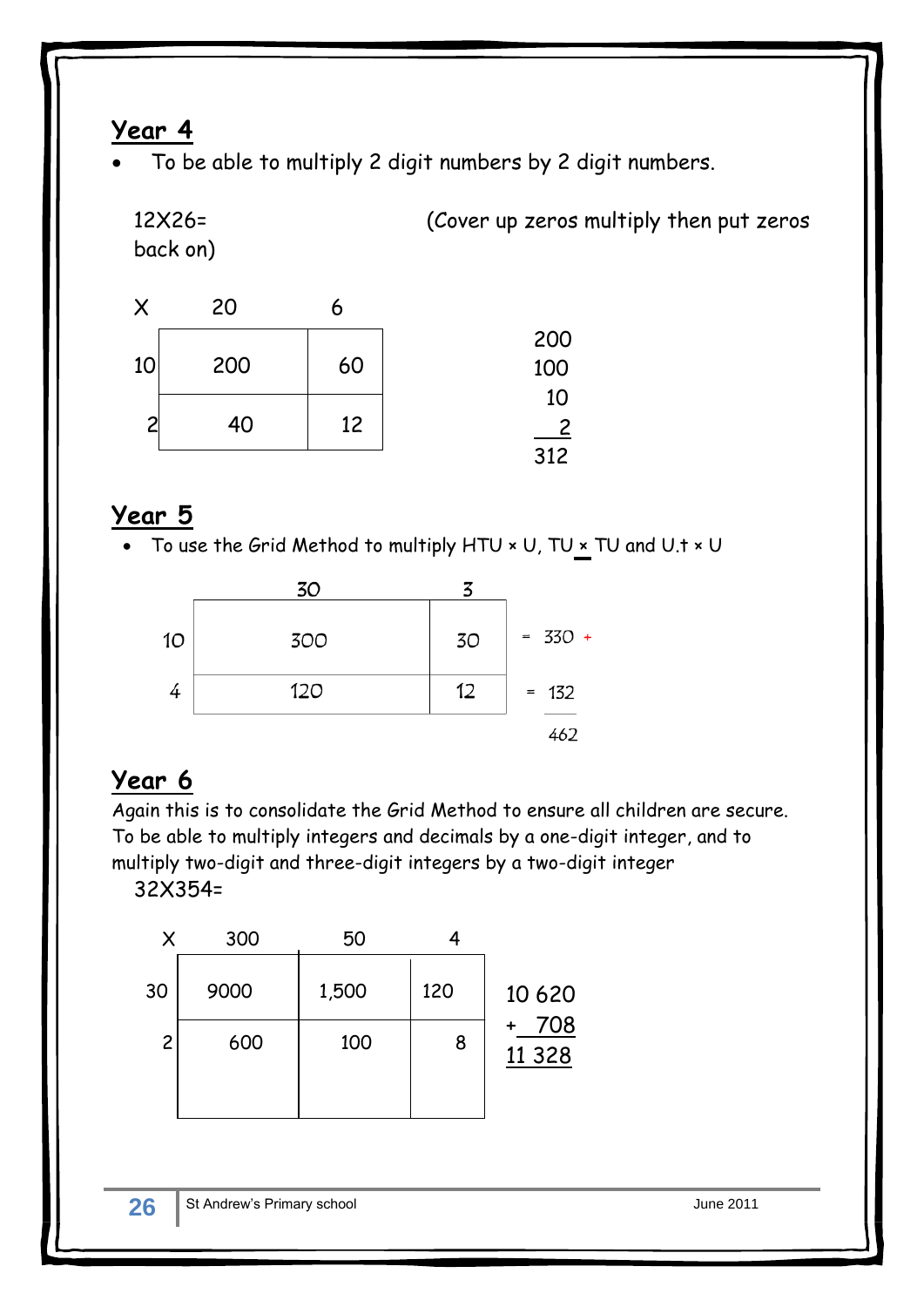## Year 4

- To be able to multiply 2 digit numbers by 2 digit numbers.

12X26= (Cover up zeros multiply then put zeros back on)

| X | 20 | 6 |
|---|---|---|
| 10 | 200 | 60 |
| 2 | 40 | 12 |

200
100
10
2
312

## Year 5

- To use the Grid Method to multiply HTU × U, TU × TU and U.t × U

| | 30 | 3 | |
|---|---|---|---|
| 10 | 300 | 30 | = 330 + |
| 4 | 120 | 12 | = 132 |
| | | | 462 |

## Year 6

Again this is to consolidate the Grid Method to ensure all children are secure. To be able to multiply integers and decimals by a one-digit integer, and to multiply two-digit and three-digit integers by a two-digit integer

32X354=

| X | 300 | 50 | 4 |
|---|---|---|---|
| 30 | 9000 | 1,500 | 120 |
| 2 | 600 | 100 | 8 |

10 620
\+ 708
11 328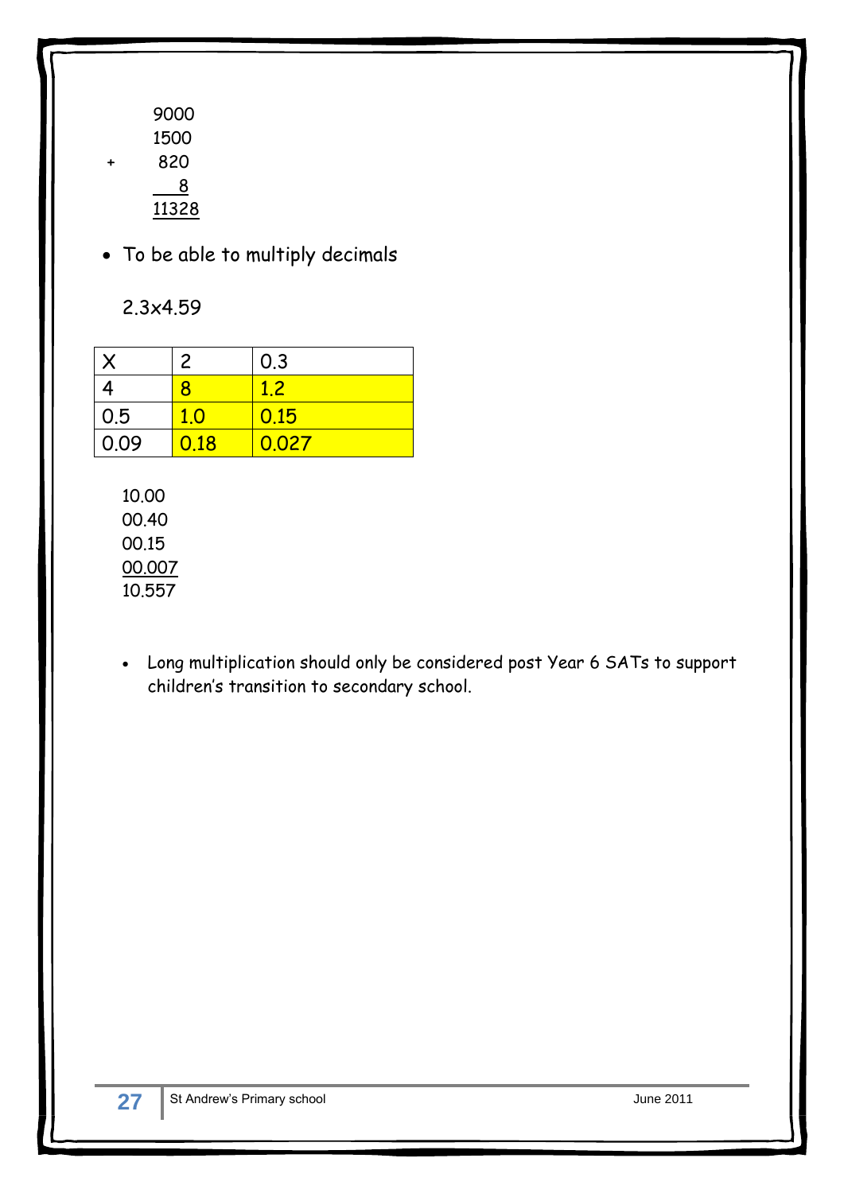```
   9000
   1500
+   820
      8
  11328
```

- To be able to multiply decimals

2.3x4.59

| X | 2 | 0.3 |
|---|---|---|
| 4 | 8 | 1.2 |
| 0.5 | 1.0 | 0.15 |
| 0.09 | 0.18 | 0.027 |

```
10.00
00.40
00.15
00.007
10.557
```

- Long multiplication should only be considered post Year 6 SATs to support children's transition to secondary school.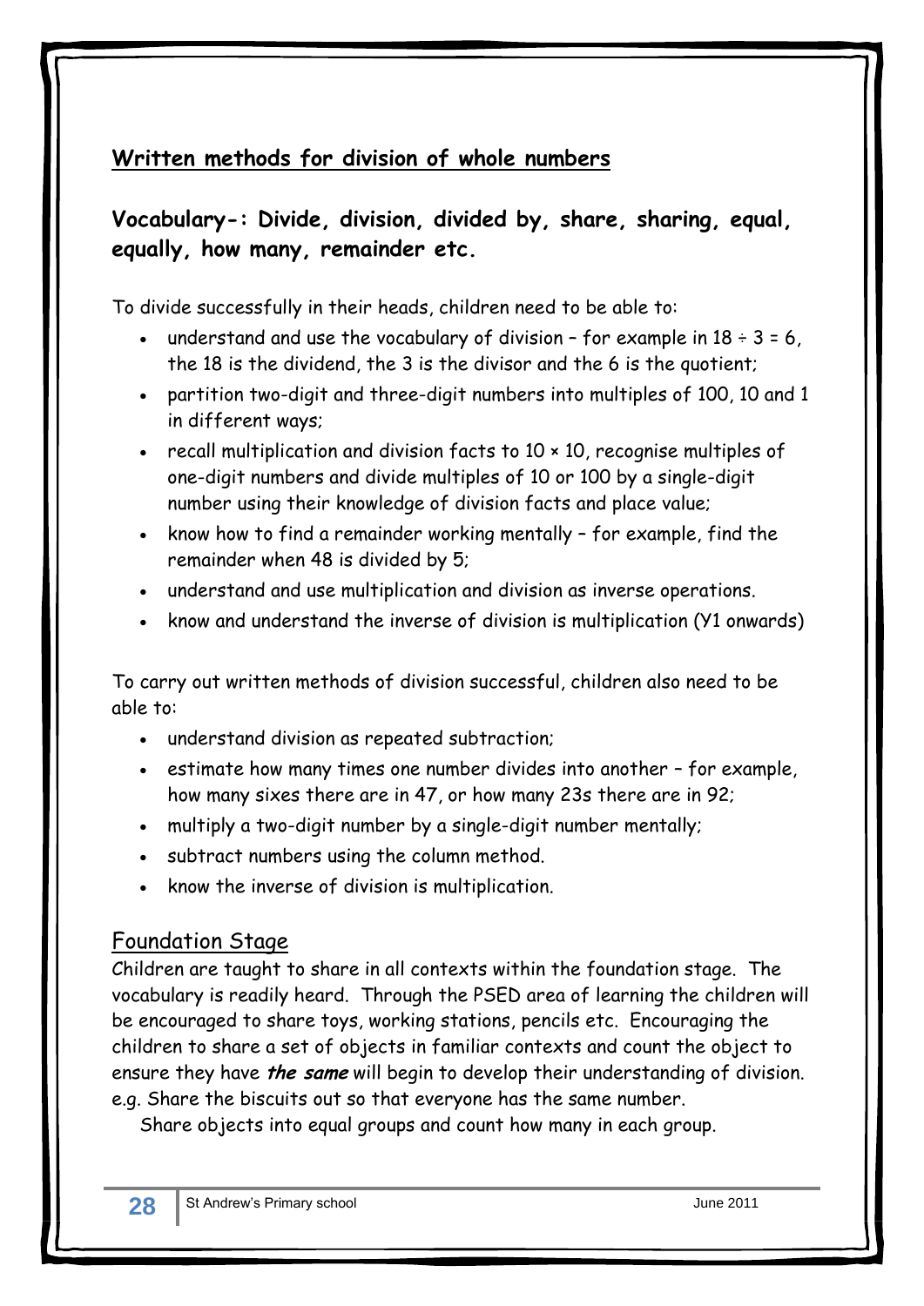## Written methods for division of whole numbers

**Vocabulary-: Divide, division, divided by, share, sharing, equal, equally, how many, remainder etc.**

To divide successfully in their heads, children need to be able to:

- understand and use the vocabulary of division – for example in $18 \div 3 = 6$, the 18 is the dividend, the 3 is the divisor and the 6 is the quotient;
- partition two-digit and three-digit numbers into multiples of 100, 10 and 1 in different ways;
- recall multiplication and division facts to $10 \times 10$, recognise multiples of one-digit numbers and divide multiples of 10 or 100 by a single-digit number using their knowledge of division facts and place value;
- know how to find a remainder working mentally – for example, find the remainder when 48 is divided by 5;
- understand and use multiplication and division as inverse operations.
- know and understand the inverse of division is multiplication (Y1 onwards)

To carry out written methods of division successful, children also need to be able to:

- understand division as repeated subtraction;
- estimate how many times one number divides into another – for example, how many sixes there are in 47, or how many 23s there are in 92;
- multiply a two-digit number by a single-digit number mentally;
- subtract numbers using the column method.
- know the inverse of division is multiplication.

### Foundation Stage

Children are taught to share in all contexts within the foundation stage. The vocabulary is readily heard. Through the PSED area of learning the children will be encouraged to share toys, working stations, pencils etc. Encouraging the children to share a set of objects in familiar contexts and count the object to ensure they have ***the same*** will begin to develop their understanding of division. e.g. Share the biscuits out so that everyone has the same number.

Share objects into equal groups and count how many in each group.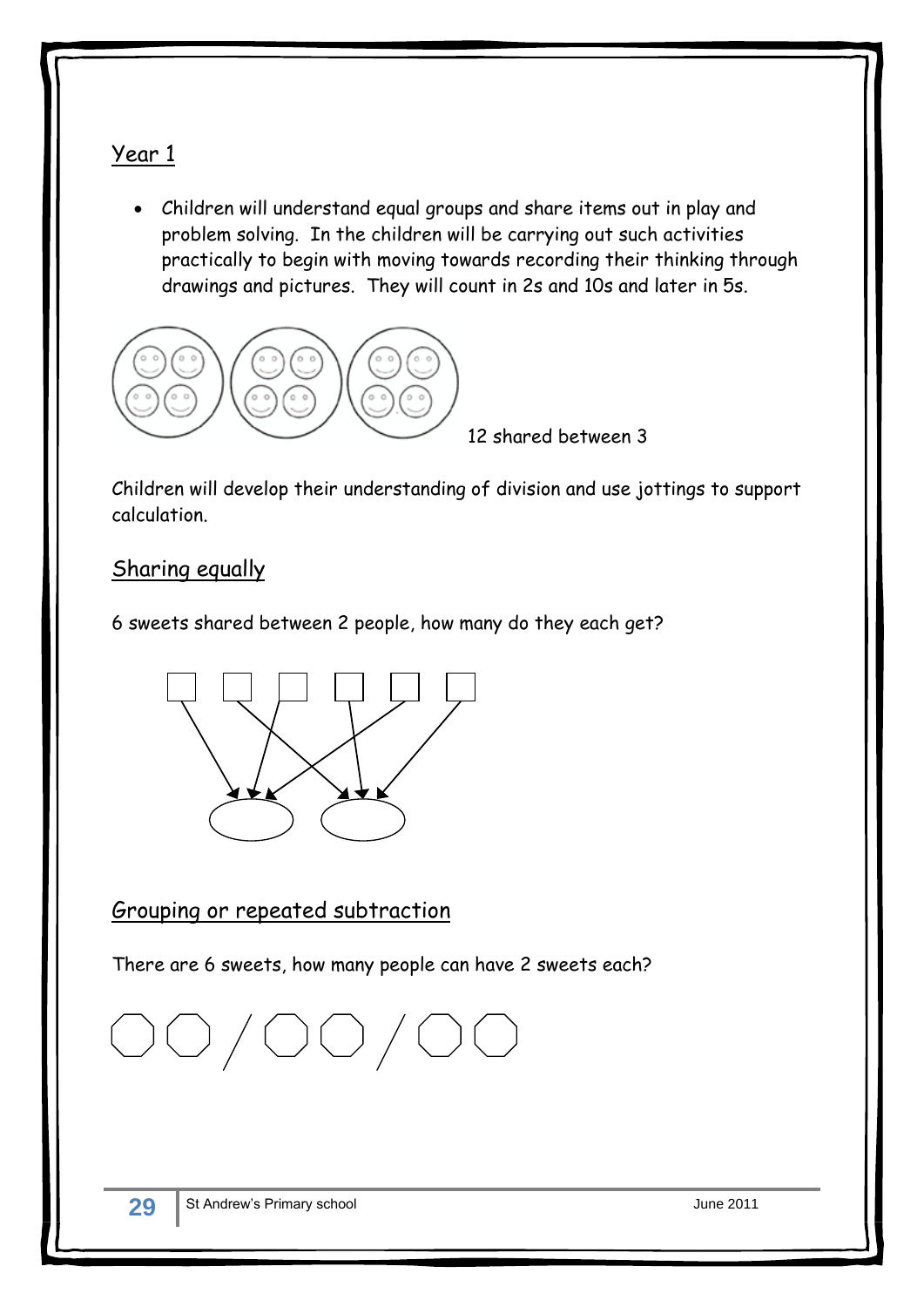## Year 1

- Children will understand equal groups and share items out in play and problem solving. In the children will be carrying out such activities practically to begin with moving towards recording their thinking through drawings and pictures. They will count in 2s and 10s and later in 5s.

12 shared between 3

Children will develop their understanding of division and use jottings to support calculation.

### Sharing equally

6 sweets shared between 2 people, how many do they each get?

### Grouping or repeated subtraction

There are 6 sweets, how many people can have 2 sweets each?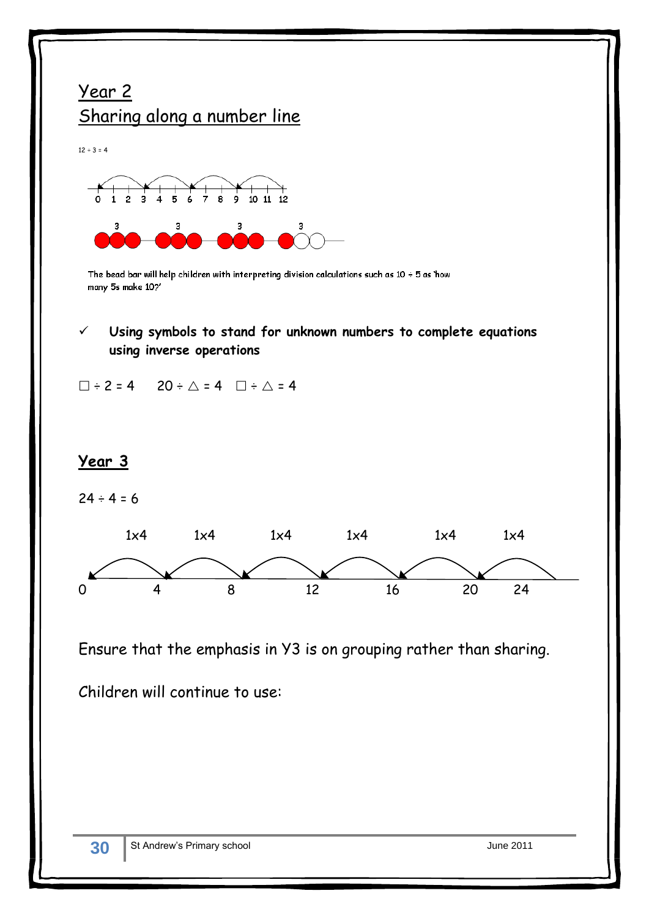## Year 2

## Sharing along a number line

$12 \div 3 = 4$

0 1 2 3 4 5 6 7 8 9 10 11 12

3 3 3 3

The bead bar will help children with interpreting division calculations such as $10 \div 5$ as 'how many 5s make 10?'

- ✓ **Using symbols to stand for unknown numbers to complete equations using inverse operations**

$\square \div 2 = 4 \quad 20 \div \triangle = 4 \quad \square \div \triangle = 4$

## Year 3

$24 \div 4 = 6$

1x4 1x4 1x4 1x4 1x4 1x4

0 4 8 12 16 20 24

Ensure that the emphasis in Y3 is on grouping rather than sharing.

Children will continue to use: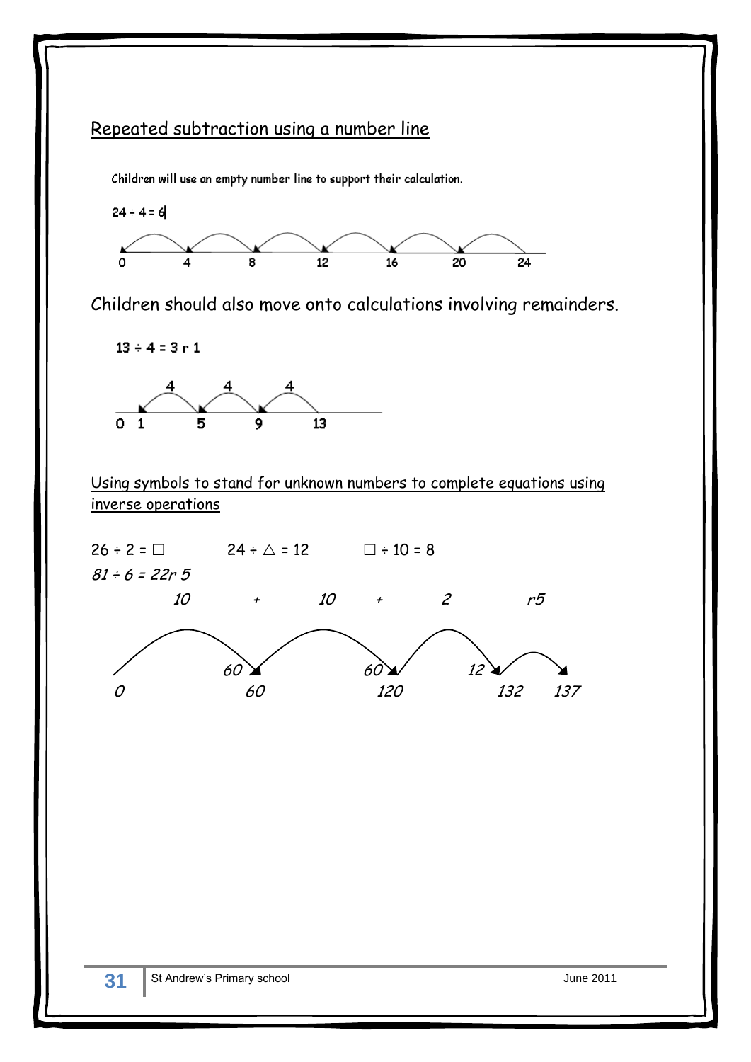## Repeated subtraction using a number line

Children will use an empty number line to support their calculation.

24 ÷ 4 = 6

0 4 8 12 16 20 24

Children should also move onto calculations involving remainders.

13 ÷ 4 = 3 r 1

4 4 4

0 1 5 9 13

## Using symbols to stand for unknown numbers to complete equations using inverse operations

26 ÷ 2 = □      24 ÷ △ = 12      □ ÷ 10 = 8

*81 ÷ 6 = 22r 5*

*10 + 10 + 2 r5*

*60 60 12*

*0 60 120 132 137*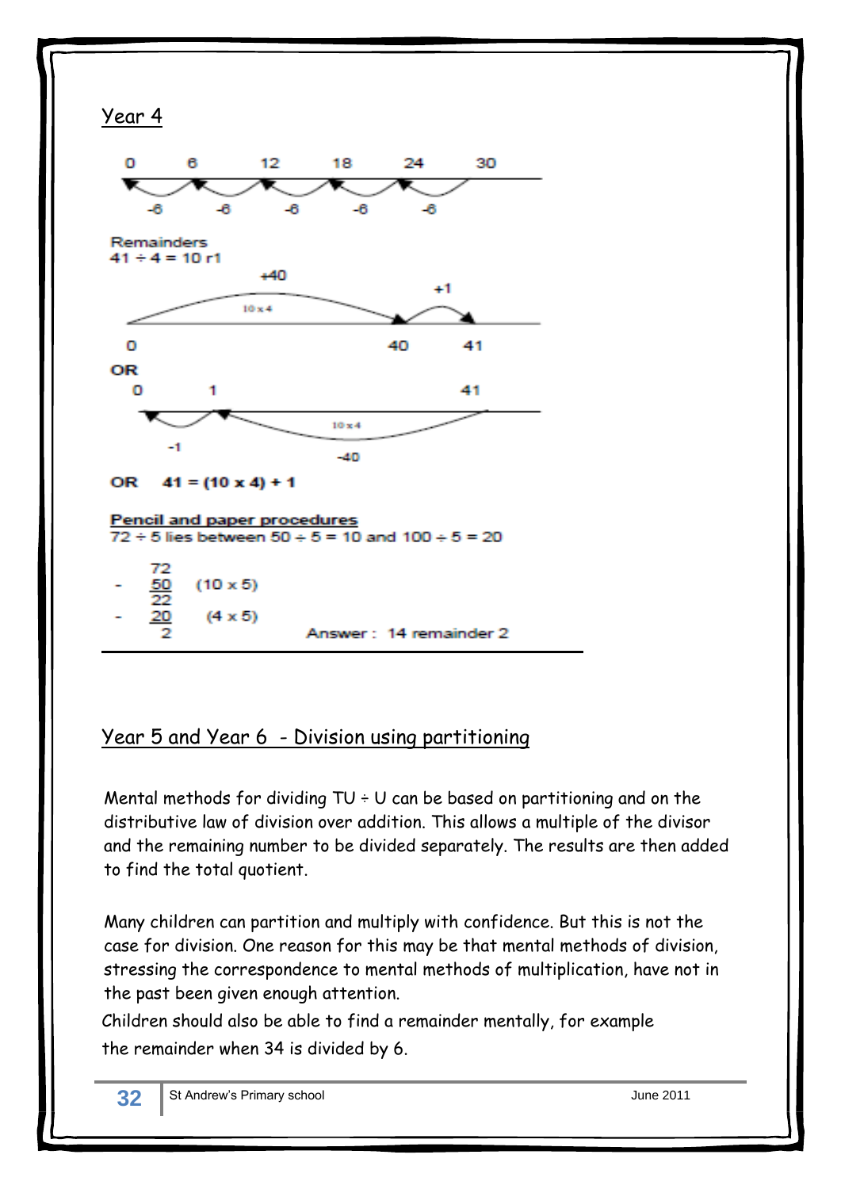## Year 4

0 6 12 18 24 30

-6 -6 -6 -6 -6

Remainders
$41 \div 4 = 10$ r1

+40 +1

10 x 4

0 40 41

OR

0 1 41

10 x 4

-1 -40

OR $41 = (10 \times 4) + 1$

**Pencil and paper procedures**

$72 \div 5$ lies between $50 \div 5 = 10$ and $100 \div 5 = 20$

```
     72
-    50    (10 x 5)
     22
-    20     (4 x 5)
      2                  Answer :  14 remainder 2
```

## Year 5 and Year 6 - Division using partitioning

Mental methods for dividing TU ÷ U can be based on partitioning and on the distributive law of division over addition. This allows a multiple of the divisor and the remaining number to be divided separately. The results are then added to find the total quotient.

Many children can partition and multiply with confidence. But this is not the case for division. One reason for this may be that mental methods of division, stressing the correspondence to mental methods of multiplication, have not in the past been given enough attention.

Children should also be able to find a remainder mentally, for example the remainder when 34 is divided by 6.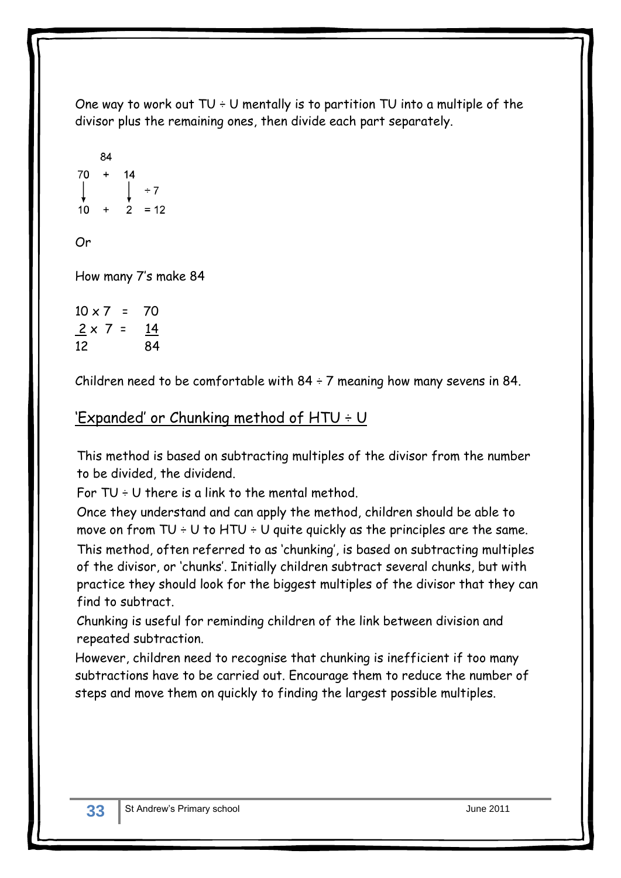One way to work out TU ÷ U mentally is to partition TU into a multiple of the divisor plus the remaining ones, then divide each part separately.

```
     84
70   +   14
 ↓        ↓   ÷ 7
10   +    2   = 12
```

Or

How many 7's make 84

$10 \times 7 = 70$
$\underline{2} \times 7 = \underline{14}$
$12 \qquad\qquad 84$

Children need to be comfortable with 84 ÷ 7 meaning how many sevens in 84.

## <u>'Expanded' or Chunking method of HTU ÷ U</u>

This method is based on subtracting multiples of the divisor from the number to be divided, the dividend.

For TU ÷ U there is a link to the mental method.

Once they understand and can apply the method, children should be able to move on from TU ÷ U to HTU ÷ U quite quickly as the principles are the same.

This method, often referred to as 'chunking', is based on subtracting multiples of the divisor, or 'chunks'. Initially children subtract several chunks, but with practice they should look for the biggest multiples of the divisor that they can find to subtract.

Chunking is useful for reminding children of the link between division and repeated subtraction.

However, children need to recognise that chunking is inefficient if too many subtractions have to be carried out. Encourage them to reduce the number of steps and move them on quickly to finding the largest possible multiples.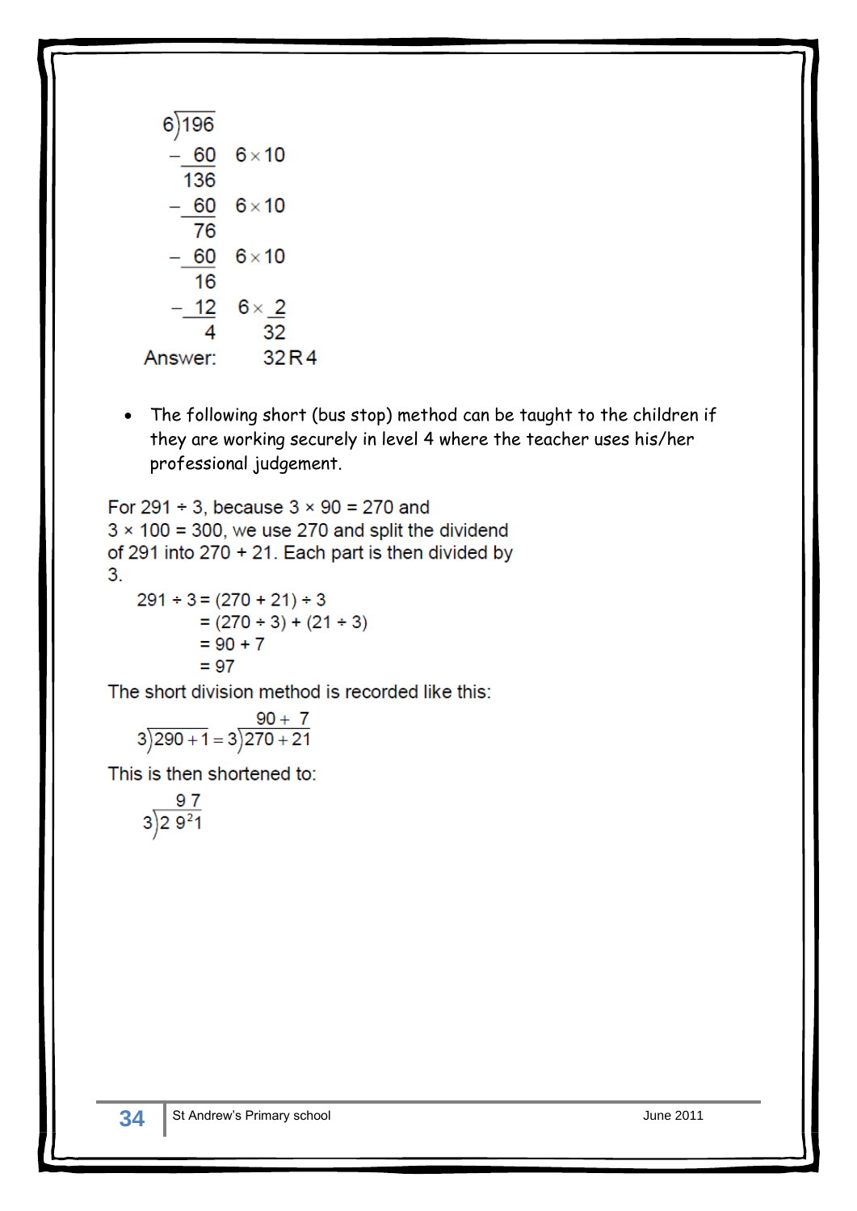$$
\begin{array}{r l}
6\overline{)196} & \\
-\ \underline{60} & 6\times 10 \\
136 & \\
-\ \underline{60} & 6\times 10 \\
76 & \\
-\ \underline{60} & 6\times 10 \\
16 & \\
-\ \underline{12} & 6\times \underline{2} \\
4 & 32 \\
\text{Answer:} & 32\,R\,4
\end{array}
$$

- The following short (bus stop) method can be taught to the children if they are working securely in level 4 where the teacher uses his/her professional judgement.

For 291 ÷ 3, because 3 × 90 = 270 and 3 × 100 = 300, we use 270 and split the dividend of 291 into 270 + 21. Each part is then divided by 3.

$$
\begin{aligned}
291 \div 3 &= (270 + 21) \div 3 \\
&= (270 \div 3) + (21 \div 3) \\
&= 90 + 7 \\
&= 97
\end{aligned}
$$

The short division method is recorded like this:

$$3\overline{)290+1} = 3\overset{\;90\;+\;\;7}{\overline{)270+21}}$$

This is then shortened to:

$$3\overset{\;\;9\;7}{\overline{)2\;9^{2}1}}$$